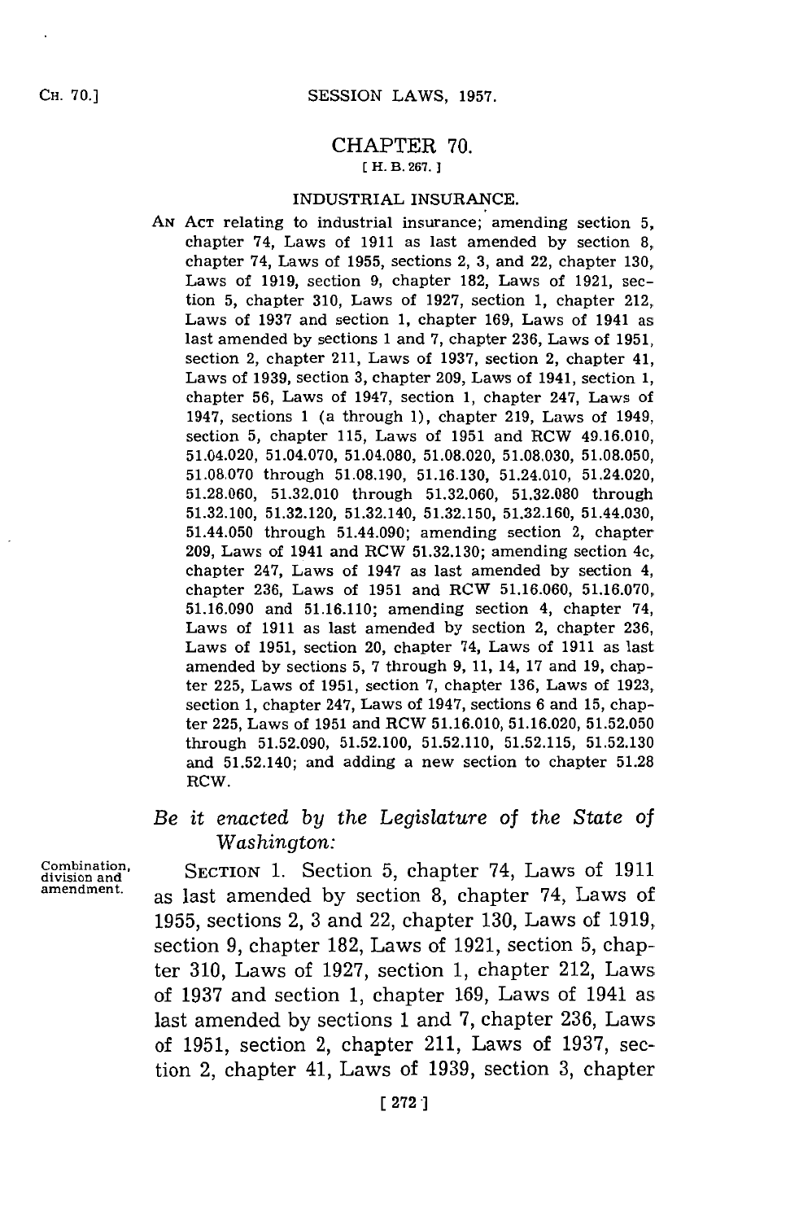# CHAPTER 70.

[ H. B. 267. ]

## INDUSTRIAL INSURANCE.

AN ACT relating to industrial insurance; amending section 5, chapter 74, Laws of 1911 as last amended by section 8, chapter 74, Laws of 1955, sections 2, 3, and 22, chapter 130, Laws of 1919, section 9, chapter 182, Laws of 1921, section 5, chapter 310, Laws of 1927, section 1, chapter 212, Laws of 1937 and section 1, chapter 169, Laws of 1941 as last amended by sections 1 and 7, chapter 236, Laws of 1951, section 2, chapter 211, Laws of 1937, section 2, chapter 41, Laws of 1939, section 3, chapter 209, Laws of 1941, section 1, chapter 56, Laws of 1947, section 1, chapter 247, Laws of 1947, sections 1 (a through l), chapter 219, Laws of 1949, section 5, chapter 115, Laws of 1951 and RCW 49.16.010, 51.04.020, 51.04.070, 51.04.080, 51.08.020, 51.08.030, 51.08.050, 51.08.070 through 51.08.190, 51.16.130, 51.24.010, 51.24.020, 51.28.060, 51.32.010 through 51.32.060, 51.32.080 through 51.32.100, 51.32.120, 51.32.140, 51.32.150, 51.32.160, 51.44.030, 51.44.050 through 51.44.090; amending section 2, chapter 209, Laws of 1941 and RCW 51.32.130; amending section 4c, chapter 247, Laws of 1947 as last amended by section 4, chapter 236, Laws of 1951 and RCW 51.16.060, 51.16.070, 51.16.090 and 51.16.110; amending section 4, chapter 74, Laws of 1911 as last amended by section 2, chapter 236, Laws of 1951, section 20, chapter 74, Laws of 1911 as last amended by sections 5, 7 through 9, 11, 14, 17 and 19, chapter 225, Laws of 1951, section 7, chapter 136, Laws of 1923, section 1, chapter 247, Laws of 1947, sections 6 and 15, chapter 225, Laws of 1951 and RCW 51.16.010, 51.16.020, 51.52.050 through 51.52.090, 51.52.100, 51.52.110, 51.52.115, 51.52.130 and 51.52.140; and adding a new section to chapter 51.28 RCW.

*Be it enacted by the Legislature of the State of Washington:*

Combination, division and amendment.

SECTION 1. Section 5, chapter 74, Laws of 1911 as last amended by section 8, chapter 74, Laws of 1955, sections 2, 3 and 22, chapter 130, Laws of 1919, section 9, chapter 182, Laws of 1921, section 5, chapter 310, Laws of 1927, section 1, chapter 212, Laws of 1937 and section 1, chapter 169, Laws of 1941 as last amended by sections 1 and 7, chapter 236, Laws of 1951, section 2, chapter 211, Laws of 1937, section 2, chapter 41, Laws of 1939, section 3, chapter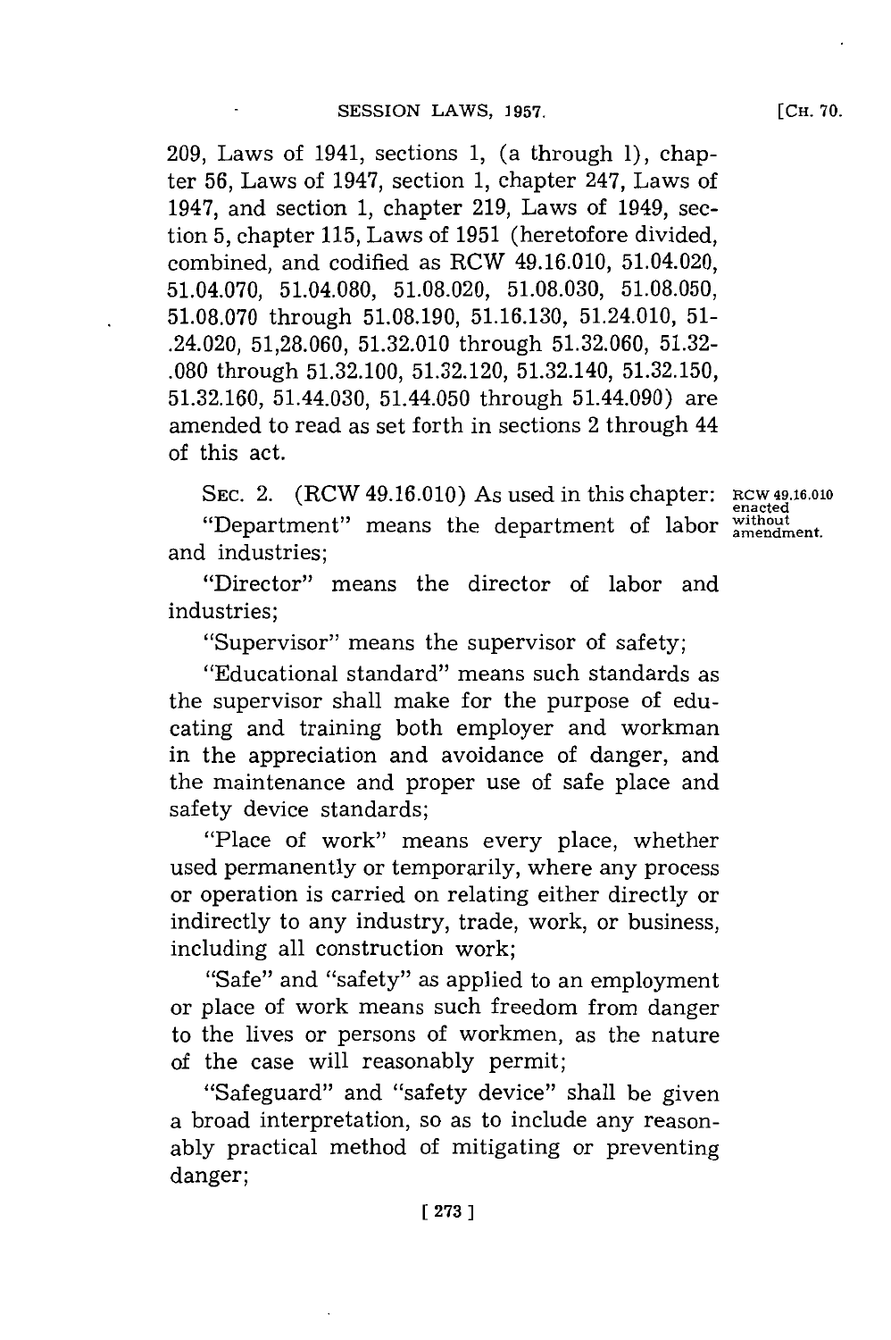209, Laws of 1941, sections 1, (a through 1), chapter 56, Laws of 1947, section 1, chapter 247, Laws of 1947, and section 1, chapter 219, Laws of 1949, section 5, chapter 115, Laws of 1951 (heretofore divided, combined, and codified as RCW 49.16.010, 51.04.020, 51.04.070, 51.04.080, 51.08.020, 51.08.030, 51.08.050, 51.08.070 through 51.08.190, 51.16.130, 51.24.010, 51-.24.020, 51,28.060, 51.32.010 through 51.32.060, 51.32-.080 through 51.32.100, 51.32.120, 51.32.140, 51.32.150, 51.32.160, 51.44.030, 51.44.050 through 51.44.090) are amended to read as set forth in sections 2 through 44 of this act.

SEC. 2. (RCW 49.16.010) As used in this chapter:

RCW 49.16.010 enacted without amendment.

"Department" means the department of labor and industries;

"Director" means the director of labor and industries;

"Supervisor" means the supervisor of safety;

"Educational standard" means such standards as the supervisor shall make for the purpose of educating and training both employer and workman in the appreciation and avoidance of danger, and the maintenance and proper use of safe place and safety device standards;

"Place of work" means every place, whether used permanently or temporarily, where any process or operation is carried on relating either directly or indirectly to any industry, trade, work, or business, including all construction work;

"Safe" and "safety" as applied to an employment or place of work means such freedom from danger to the lives or persons of workmen, as the nature of the case will reasonably permit;

"Safeguard" and "safety device" shall be given a broad interpretation, so as to include any reasonably practical method of mitigating or preventing danger;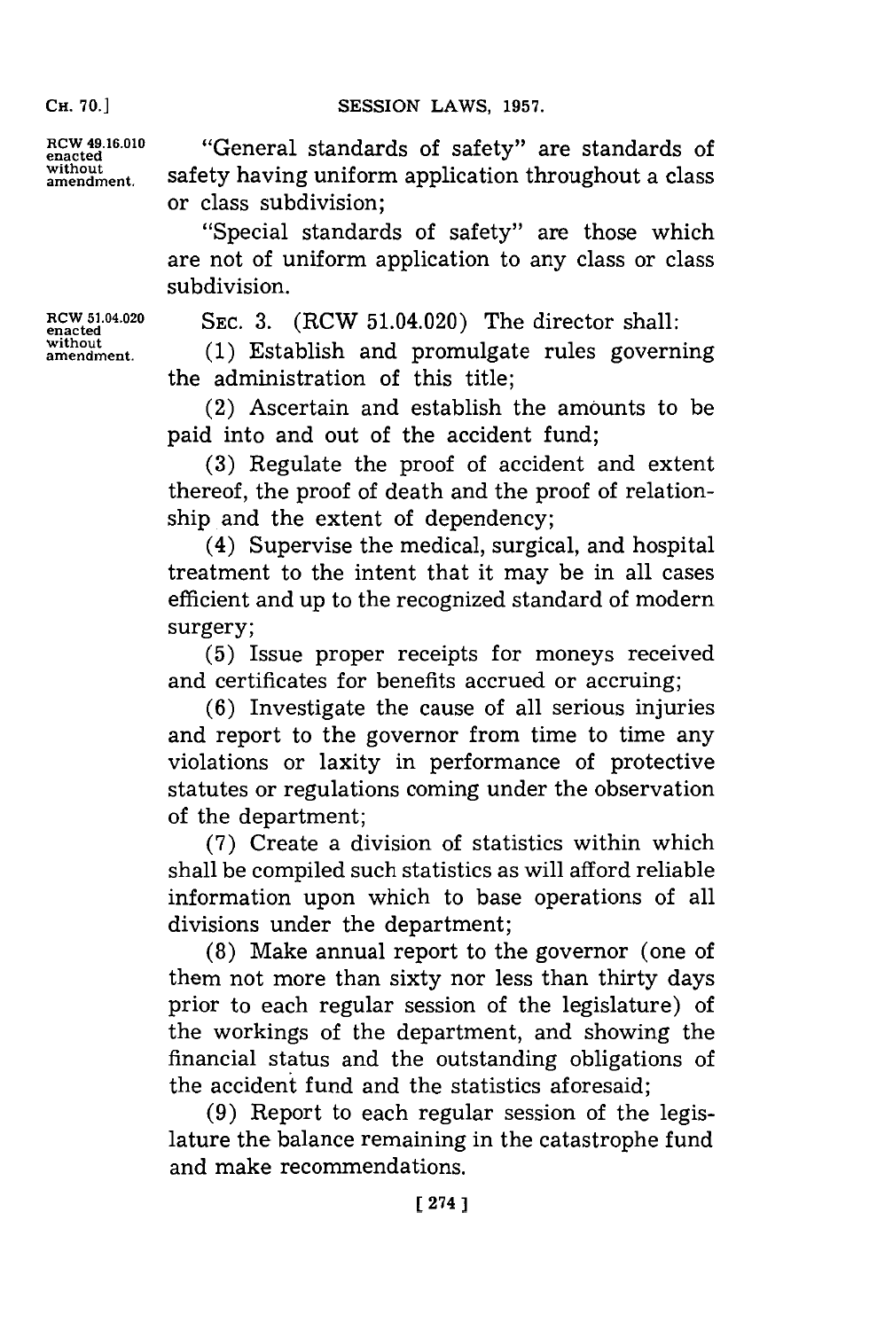RCW 49.16.010 enacted without amendment.

"General standards of safety" are standards of safety having uniform application throughout a class or class subdivision;

"Special standards of safety" are those which are not of uniform application to any class or class subdivision.

RCW 51.04.020 enacted without amendment.

SEC. 3. (RCW 51.04.020) The director shall:

(1) Establish and promulgate rules governing the administration of this title;

(2) Ascertain and establish the amounts to be paid into and out of the accident fund;

(3) Regulate the proof of accident and extent thereof, the proof of death and the proof of relationship and the extent of dependency;

(4) Supervise the medical, surgical, and hospital treatment to the intent that it may be in all cases efficient and up to the recognized standard of modern surgery;

(5) Issue proper receipts for moneys received and certificates for benefits accrued or accruing;

(6) Investigate the cause of all serious injuries and report to the governor from time to time any violations or laxity in performance of protective statutes or regulations coming under the observation of the department;

(7) Create a division of statistics within which shall be compiled such statistics as will afford reliable information upon which to base operations of all divisions under the department;

(8) Make annual report to the governor (one of them not more than sixty nor less than thirty days prior to each regular session of the legislature) of the workings of the department, and showing the financial status and the outstanding obligations of the accident fund and the statistics aforesaid;

(9) Report to each regular session of the legislature the balance remaining in the catastrophe fund and make recommendations.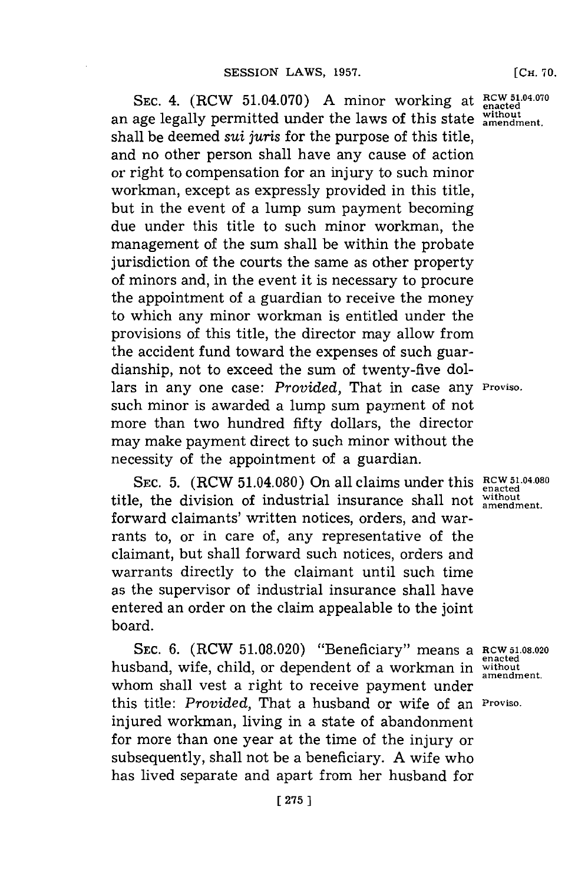SEC. 4. (RCW 51.04.070) A minor working at an age legally permitted under the laws of this state shall be deemed *sui juris* for the purpose of this title, and no other person shall have any cause of action or right to compensation for an injury to such minor workman, except as expressly provided in this title, but in the event of a lump sum payment becoming due under this title to such minor workman, the management of the sum shall be within the probate jurisdiction of the courts the same as other property of minors and, in the event it is necessary to procure the appointment of a guardian to receive the money to which any minor workman is entitled under the provisions of this title, the director may allow from the accident fund toward the expenses of such guardianship, not to exceed the sum of twenty-five dollars in any one case: *Provided,* That in case any such minor is awarded a lump sum payment of not more than two hundred fifty dollars, the director may make payment direct to such minor without the necessity of the appointment of a guardian.

RCW 51.04.070 enacted without amendment.

Proviso.

SEC. 5. (RCW 51.04.080) On all claims under this title, the division of industrial insurance shall not forward claimants' written notices, orders, and warrants to, or in care of, any representative of the claimant, but shall forward such notices, orders and warrants directly to the claimant until such time as the supervisor of industrial insurance shall have entered an order on the claim appealable to the joint board.

RCW 51.04.080 enacted without amendment.

SEC. 6. (RCW 51.08.020) "Beneficiary" means a husband, wife, child, or dependent of a workman in whom shall vest a right to receive payment under this title: *Provided,* That a husband or wife of an injured workman, living in a state of abandonment for more than one year at the time of the injury or subsequently, shall not be a beneficiary. A wife who has lived separate and apart from her husband for

RCW 51.08.020 enacted without amendment.

Proviso.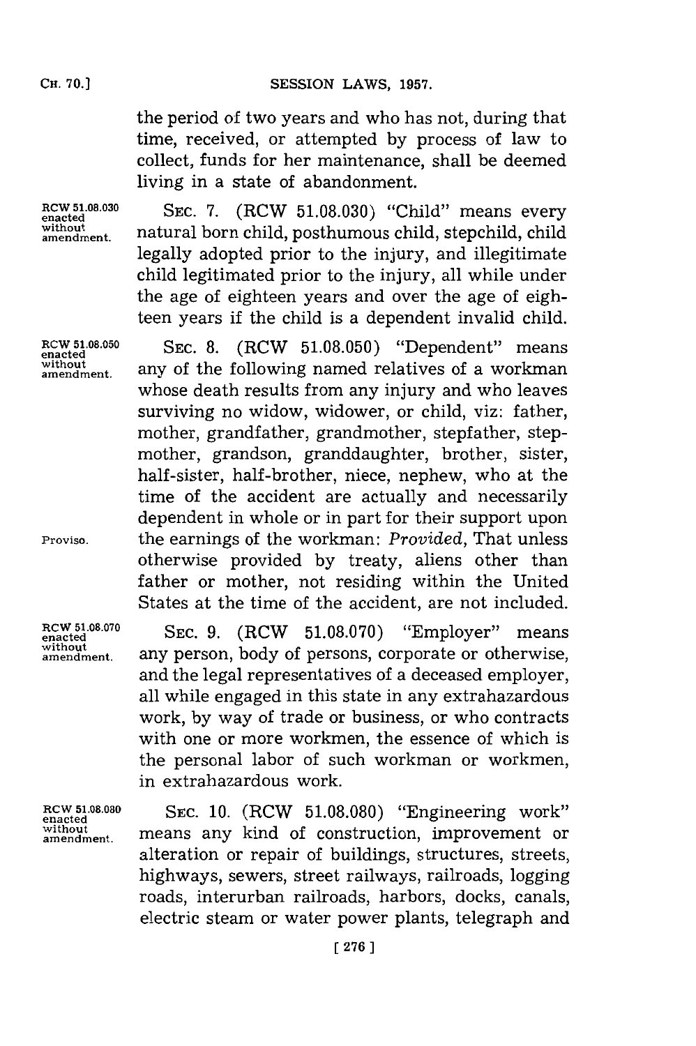the period of two years and who has not, during that time, received, or attempted by process of law to collect, funds for her maintenance, shall be deemed living in a state of abandonment.

RCW 51.08.030 enacted without amendment.

SEC. 7. (RCW 51.08.030) "Child" means every natural born child, posthumous child, stepchild, child legally adopted prior to the injury, and illegitimate child legitimated prior to the injury, all while under the age of eighteen years and over the age of eighteen years if the child is a dependent invalid child.

RCW 51.08.050 enacted without amendment.

SEC. 8. (RCW 51.08.050) "Dependent" means any of the following named relatives of a workman whose death results from any injury and who leaves surviving no widow, widower, or child, viz: father, mother, grandfather, grandmother, stepfather, stepmother, grandson, granddaughter, brother, sister, half-sister, half-brother, niece, nephew, who at the time of the accident are actually and necessarily dependent in whole or in part for their support upon the earnings of the workman: *Provided*, That unless otherwise provided by treaty, aliens other than father or mother, not residing within the United States at the time of the accident, are not included.

Proviso.

RCW 51.08.070 enacted without amendment.

SEC. 9. (RCW 51.08.070) "Employer" means any person, body of persons, corporate or otherwise, and the legal representatives of a deceased employer, all while engaged in this state in any extrahazardous work, by way of trade or business, or who contracts with one or more workmen, the essence of which is the personal labor of such workman or workmen, in extrahazardous work.

RCW 51.08.080 enacted without amendment.

SEC. 10. (RCW 51.08.080) "Engineering work" means any kind of construction, improvement or alteration or repair of buildings, structures, streets, highways, sewers, street railways, railroads, logging roads, interurban railroads, harbors, docks, canals, electric steam or water power plants, telegraph and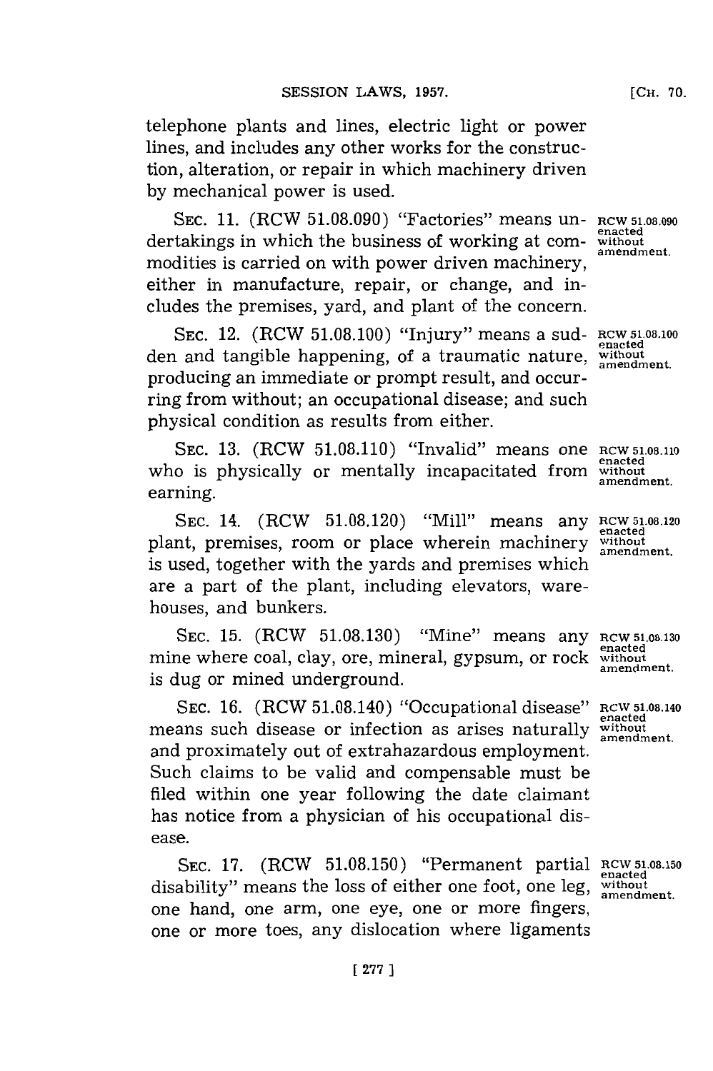telephone plants and lines, electric light or power lines, and includes any other works for the construction, alteration, or repair in which machinery driven by mechanical power is used.

SEC. 11. (RCW 51.08.090) "Factories" means undertakings in which the business of working at commodities is carried on with power driven machinery, either in manufacture, repair, or change, and includes the premises, yard, and plant of the concern.

RCW 51.08.090 enacted without amendment.

SEC. 12. (RCW 51.08.100) "Injury" means a sudden and tangible happening, of a traumatic nature, producing an immediate or prompt result, and occurring from without; an occupational disease; and such physical condition as results from either.

RCW 51.08.100 enacted without amendment.

SEC. 13. (RCW 51.08.110) "Invalid" means one who is physically or mentally incapacitated from earning.

RCW 51.08.110 enacted without amendment.

SEC. 14. (RCW 51.08.120) "Mill" means any plant, premises, room or place wherein machinery is used, together with the yards and premises which are a part of the plant, including elevators, warehouses, and bunkers.

RCW 51.08.120 enacted without amendment.

SEC. 15. (RCW 51.08.130) "Mine" means any mine where coal, clay, ore, mineral, gypsum, or rock is dug or mined underground.

RCW 51.08.130 enacted without amendment.

SEC. 16. (RCW 51.08.140) "Occupational disease" means such disease or infection as arises naturally and proximately out of extrahazardous employment. Such claims to be valid and compensable must be filed within one year following the date claimant has notice from a physician of his occupational disease.

RCW 51.08.140 enacted without amendment.

SEC. 17. (RCW 51.08.150) "Permanent partial disability" means the loss of either one foot, one leg, one hand, one arm, one eye, one or more fingers, one or more toes, any dislocation where ligaments

RCW 51.08.150 enacted without amendment.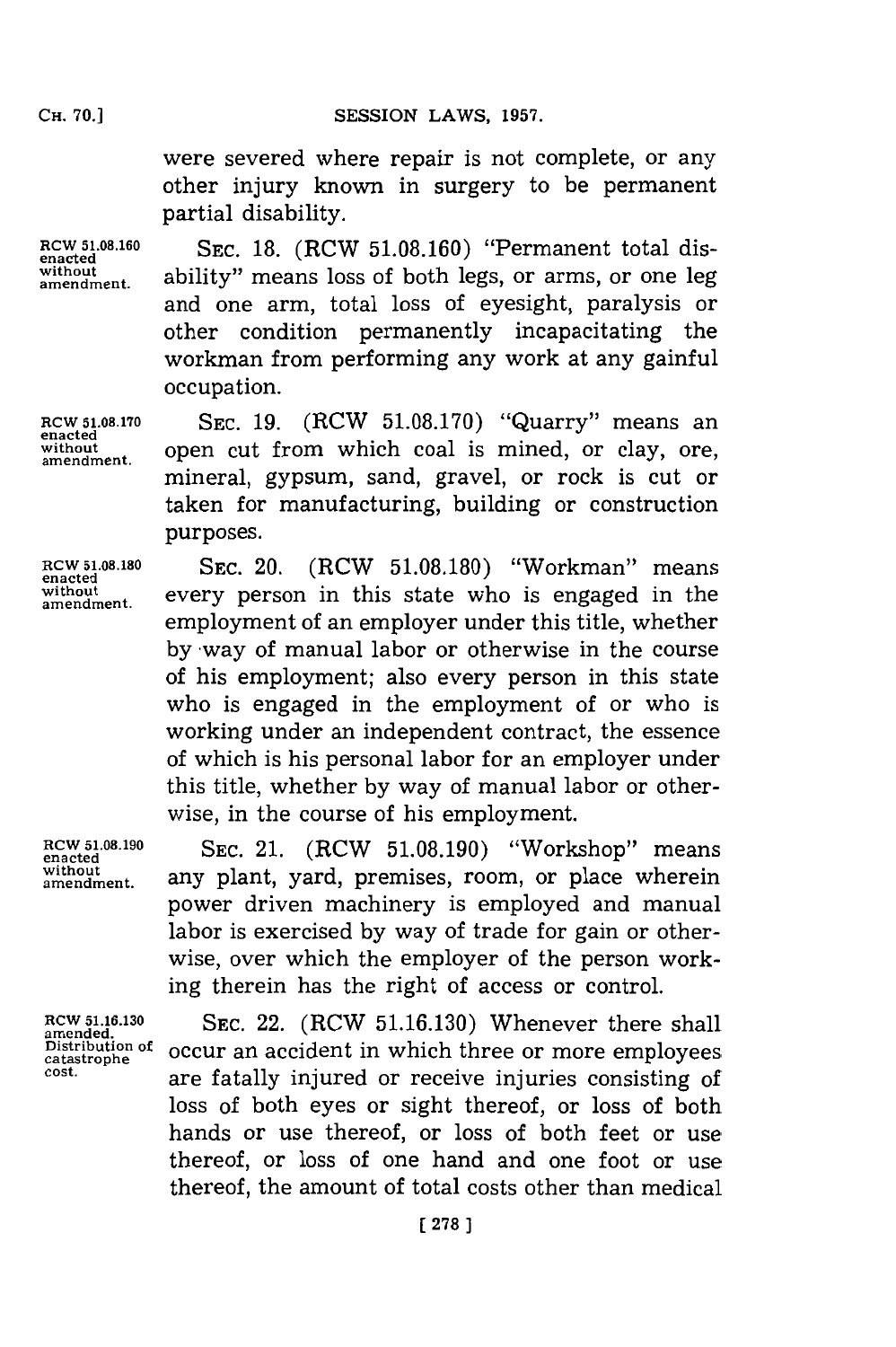were severed where repair is not complete, or any other injury known in surgery to be permanent partial disability.

RCW 51.08.160 enacted without amendment.

SEC. 18. (RCW 51.08.160) "Permanent total disability" means loss of both legs, or arms, or one leg and one arm, total loss of eyesight, paralysis or other condition permanently incapacitating the workman from performing any work at any gainful occupation.

RCW 51.08.170 enacted without amendment.

SEC. 19. (RCW 51.08.170) "Quarry" means an open cut from which coal is mined, or clay, ore, mineral, gypsum, sand, gravel, or rock is cut or taken for manufacturing, building or construction purposes.

RCW 51.08.180 enacted without amendment.

SEC. 20. (RCW 51.08.180) "Workman" means every person in this state who is engaged in the employment of an employer under this title, whether by way of manual labor or otherwise in the course of his employment; also every person in this state who is engaged in the employment of or who is working under an independent contract, the essence of which is his personal labor for an employer under this title, whether by way of manual labor or otherwise, in the course of his employment.

RCW 51.08.190 enacted without amendment.

SEC. 21. (RCW 51.08.190) "Workshop" means any plant, yard, premises, room, or place wherein power driven machinery is employed and manual labor is exercised by way of trade for gain or otherwise, over which the employer of the person working therein has the right of access or control.

RCW 51.16.130 amended. Distribution of catastrophe cost.

SEC. 22. (RCW 51.16.130) Whenever there shall occur an accident in which three or more employees are fatally injured or receive injuries consisting of loss of both eyes or sight thereof, or loss of both hands or use thereof, or loss of both feet or use thereof, or loss of one hand and one foot or use thereof, the amount of total costs other than medical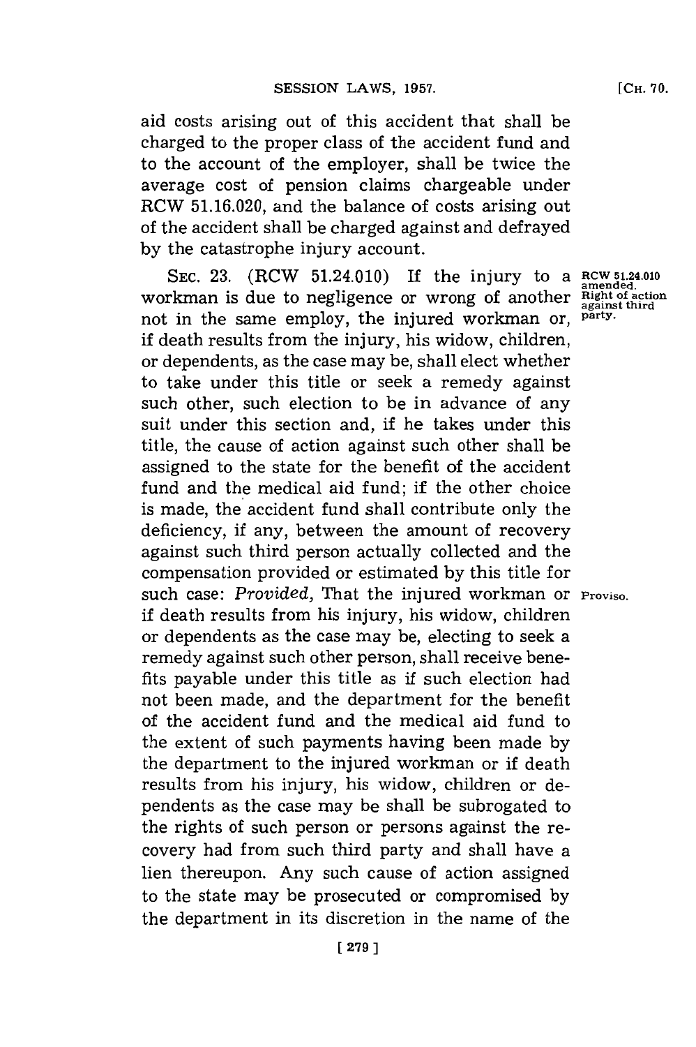aid costs arising out of this accident that shall be charged to the proper class of the accident fund and to the account of the employer, shall be twice the average cost of pension claims chargeable under RCW 51.16.020, and the balance of costs arising out of the accident shall be charged against and defrayed by the catastrophe injury account.

RCW 51.24.010 amended. Right of action against third party.

SEC. 23. (RCW 51.24.010) If the injury to a workman is due to negligence or wrong of another not in the same employ, the injured workman or, if death results from the injury, his widow, children, or dependents, as the case may be, shall elect whether to take under this title or seek a remedy against such other, such election to be in advance of any suit under this section and, if he takes under this title, the cause of action against such other shall be assigned to the state for the benefit of the accident fund and the medical aid fund; if the other choice is made, the accident fund shall contribute only the deficiency, if any, between the amount of recovery against such third person actually collected and the compensation provided or estimated by this title for such case: *Provided*, That the injured workman or if death results from his injury, his widow, children or dependents as the case may be, electing to seek a remedy against such other person, shall receive benefits payable under this title as if such election had not been made, and the department for the benefit of the accident fund and the medical aid fund to the extent of such payments having been made by the department to the injured workman or if death results from his injury, his widow, children or dependents as the case may be shall be subrogated to the rights of such person or persons against the recovery had from such third party and shall have a lien thereupon. Any such cause of action assigned to the state may be prosecuted or compromised by the department in its discretion in the name of the

Proviso.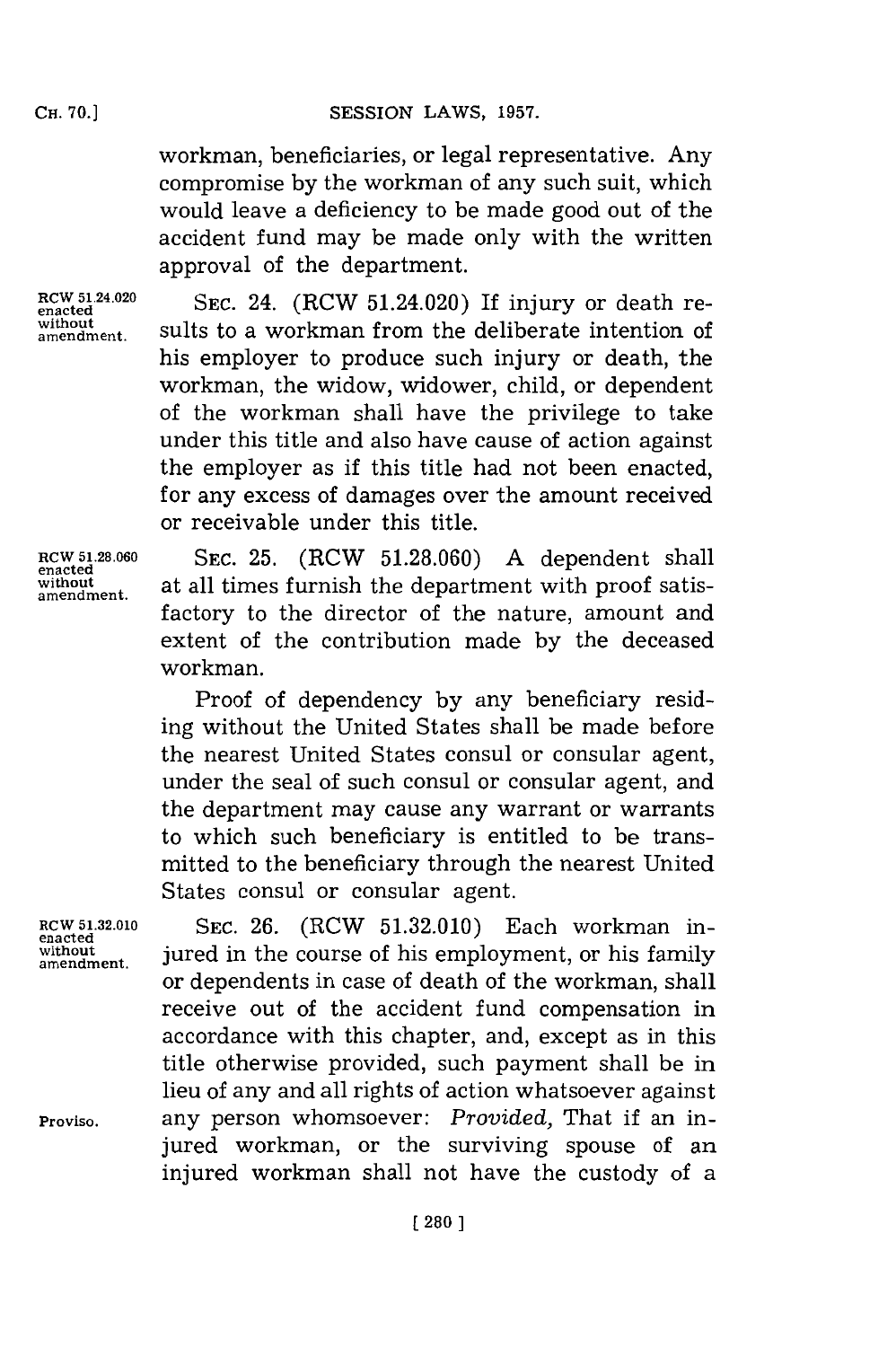workman, beneficiaries, or legal representative. Any compromise by the workman of any such suit, which would leave a deficiency to be made good out of the accident fund may be made only with the written approval of the department.

RCW 51.24.020 enacted without amendment.

SEC. 24. (RCW 51.24.020) If injury or death results to a workman from the deliberate intention of his employer to produce such injury or death, the workman, the widow, widower, child, or dependent of the workman shall have the privilege to take under this title and also have cause of action against the employer as if this title had not been enacted, for any excess of damages over the amount received or receivable under this title.

RCW 51.28.060 enacted without amendment.

SEC. 25. (RCW 51.28.060) A dependent shall at all times furnish the department with proof satisfactory to the director of the nature, amount and extent of the contribution made by the deceased workman.

Proof of dependency by any beneficiary residing without the United States shall be made before the nearest United States consul or consular agent, under the seal of such consul or consular agent, and the department may cause any warrant or warrants to which such beneficiary is entitled to be transmitted to the beneficiary through the nearest United States consul or consular agent.

RCW 51.32.010 enacted without amendment.

SEC. 26. (RCW 51.32.010) Each workman injured in the course of his employment, or his family or dependents in case of death of the workman, shall receive out of the accident fund compensation in accordance with this chapter, and, except as in this title otherwise provided, such payment shall be in lieu of any and all rights of action whatsoever against any person whomsoever: *Provided,* That if an injured workman, or the surviving spouse of an injured workman shall not have the custody of a

Proviso.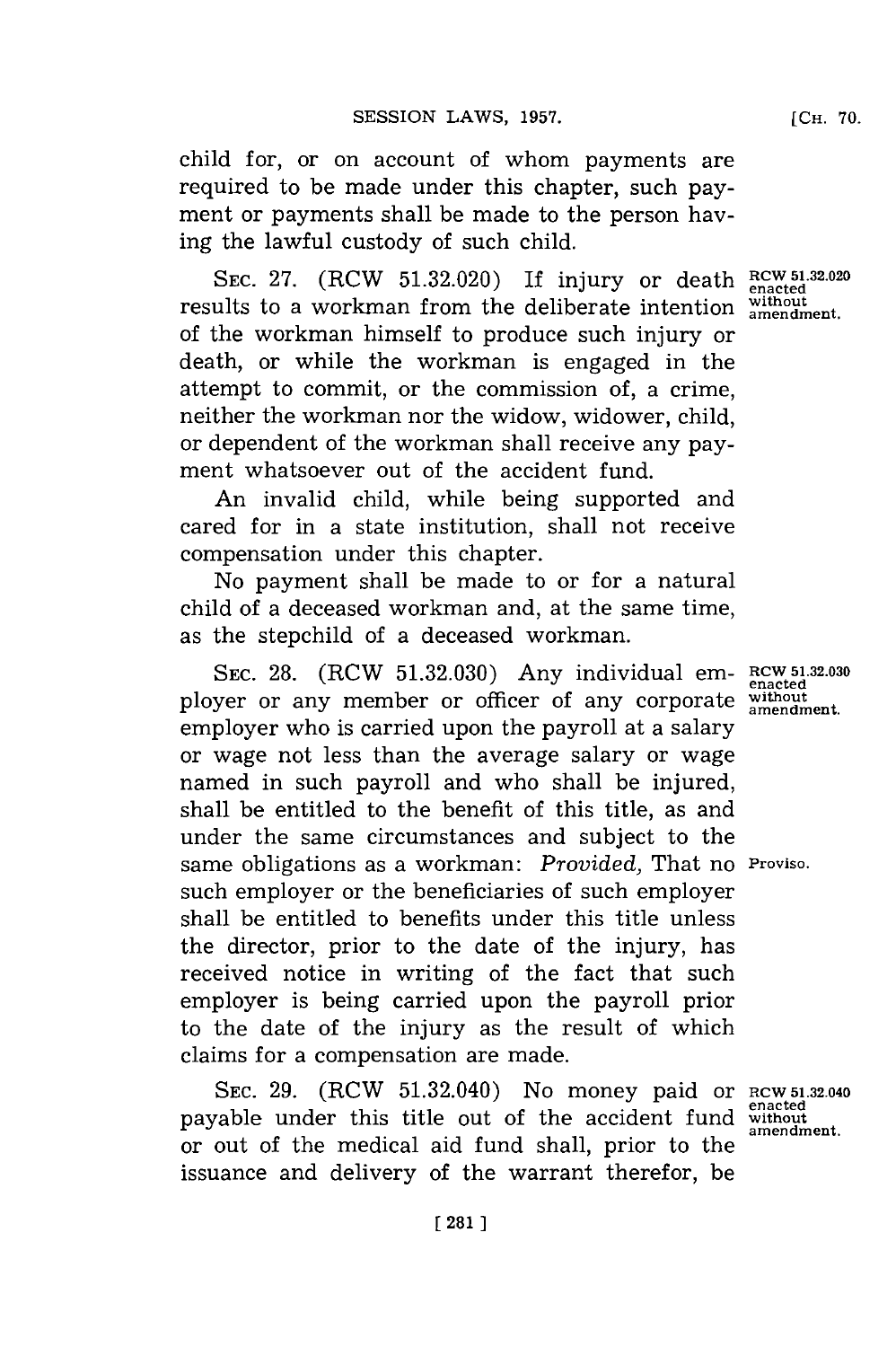child for, or on account of whom payments are required to be made under this chapter, such payment or payments shall be made to the person having the lawful custody of such child.

SEC. 27. (RCW 51.32.020) If injury or death results to a workman from the deliberate intention of the workman himself to produce such injury or death, or while the workman is engaged in the attempt to commit, or the commission of, a crime, neither the workman nor the widow, widower, child, or dependent of the workman shall receive any payment whatsoever out of the accident fund.

RCW 51.32.020 enacted without amendment.

An invalid child, while being supported and cared for in a state institution, shall not receive compensation under this chapter.

No payment shall be made to or for a natural child of a deceased workman and, at the same time, as the stepchild of a deceased workman.

SEC. 28. (RCW 51.32.030) Any individual employer or any member or officer of any corporate employer who is carried upon the payroll at a salary or wage not less than the average salary or wage named in such payroll and who shall be injured, shall be entitled to the benefit of this title, as and under the same circumstances and subject to the same obligations as a workman: *Provided,* That no such employer or the beneficiaries of such employer shall be entitled to benefits under this title unless the director, prior to the date of the injury, has received notice in writing of the fact that such employer is being carried upon the payroll prior to the date of the injury as the result of which claims for a compensation are made.

RCW 51.32.030 enacted without amendment.

Proviso.

SEC. 29. (RCW 51.32.040) No money paid or payable under this title out of the accident fund or out of the medical aid fund shall, prior to the issuance and delivery of the warrant therefor, be

RCW 51.32.040 enacted without amendment.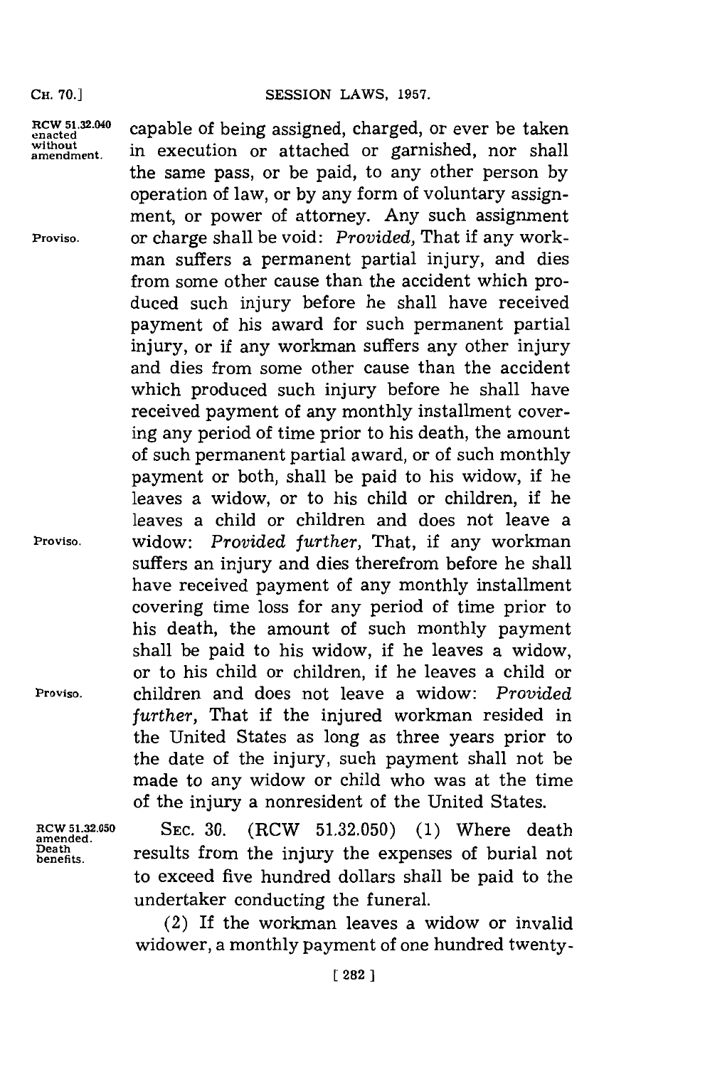capable of being assigned, charged, or ever be taken in execution or attached or garnished, nor shall the same pass, or be paid, to any other person by operation of law, or by any form of voluntary assignment, or power of attorney. Any such assignment or charge shall be void: *Provided,* That if any workman suffers a permanent partial injury, and dies from some other cause than the accident which produced such injury before he shall have received payment of his award for such permanent partial injury, or if any workman suffers any other injury and dies from some other cause than the accident which produced such injury before he shall have received payment of any monthly installment covering any period of time prior to his death, the amount of such permanent partial award, or of such monthly payment or both, shall be paid to his widow, if he leaves a widow, or to his child or children, if he leaves a child or children and does not leave a widow: *Provided further,* That, if any workman suffers an injury and dies therefrom before he shall have received payment of any monthly installment covering time loss for any period of time prior to his death, the amount of such monthly payment shall be paid to his widow, if he leaves a widow, or to his child or children, if he leaves a child or children and does not leave a widow: *Provided further,* That if the injured workman resided in the United States as long as three years prior to the date of the injury, such payment shall not be made to any widow or child who was at the time of the injury a nonresident of the United States.

RCW 51.32.050 amended. Death benefits.

SEC. 30. (RCW 51.32.050) (1) Where death results from the injury the expenses of burial not to exceed five hundred dollars shall be paid to the undertaker conducting the funeral.

(2) If the workman leaves a widow or invalid widower, a monthly payment of one hundred twenty-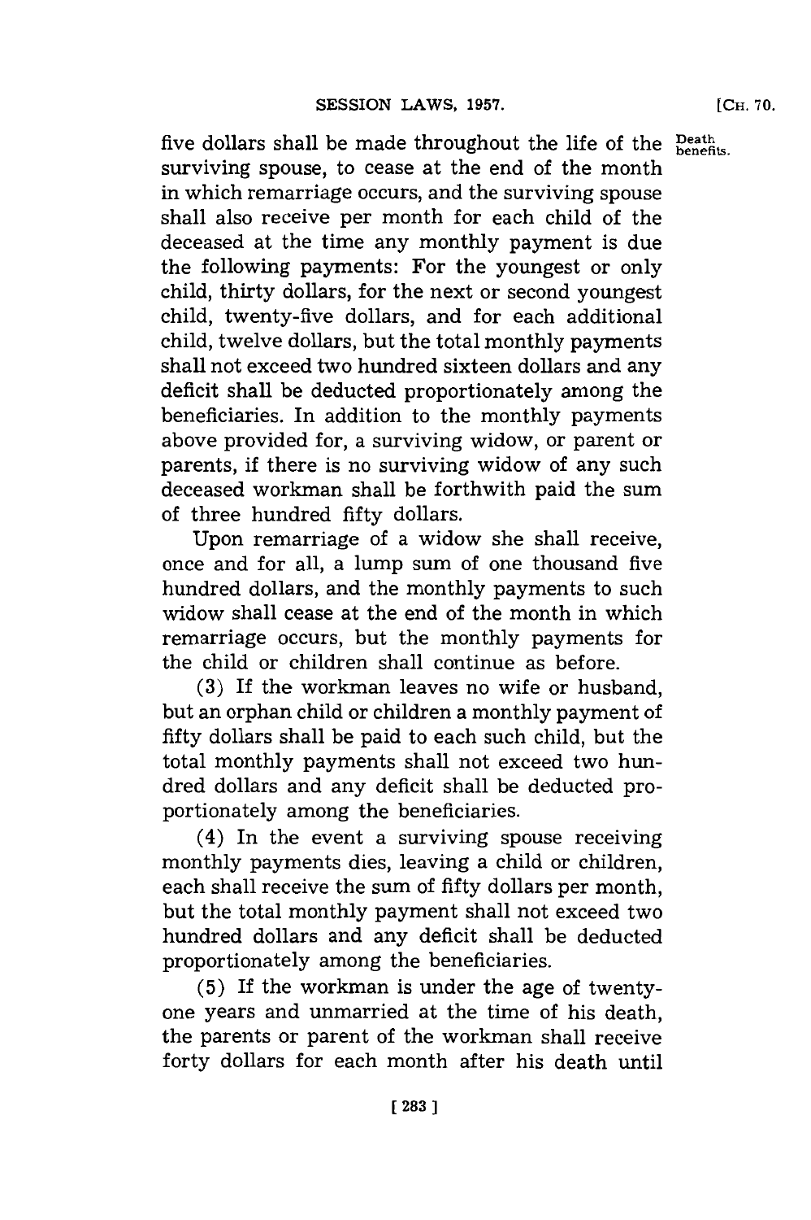five dollars shall be made throughout the life of the surviving spouse, to cease at the end of the month in which remarriage occurs, and the surviving spouse shall also receive per month for each child of the deceased at the time any monthly payment is due the following payments: For the youngest or only child, thirty dollars, for the next or second youngest child, twenty-five dollars, and for each additional child, twelve dollars, but the total monthly payments shall not exceed two hundred sixteen dollars and any deficit shall be deducted proportionately among the beneficiaries. In addition to the monthly payments above provided for, a surviving widow, or parent or parents, if there is no surviving widow of any such deceased workman shall be forthwith paid the sum of three hundred fifty dollars.

Death benefits.

Upon remarriage of a widow she shall receive, once and for all, a lump sum of one thousand five hundred dollars, and the monthly payments to such widow shall cease at the end of the month in which remarriage occurs, but the monthly payments for the child or children shall continue as before.

(3) If the workman leaves no wife or husband, but an orphan child or children a monthly payment of fifty dollars shall be paid to each such child, but the total monthly payments shall not exceed two hundred dollars and any deficit shall be deducted proportionately among the beneficiaries.

(4) In the event a surviving spouse receiving monthly payments dies, leaving a child or children, each shall receive the sum of fifty dollars per month, but the total monthly payment shall not exceed two hundred dollars and any deficit shall be deducted proportionately among the beneficiaries.

(5) If the workman is under the age of twenty-one years and unmarried at the time of his death, the parents or parent of the workman shall receive forty dollars for each month after his death until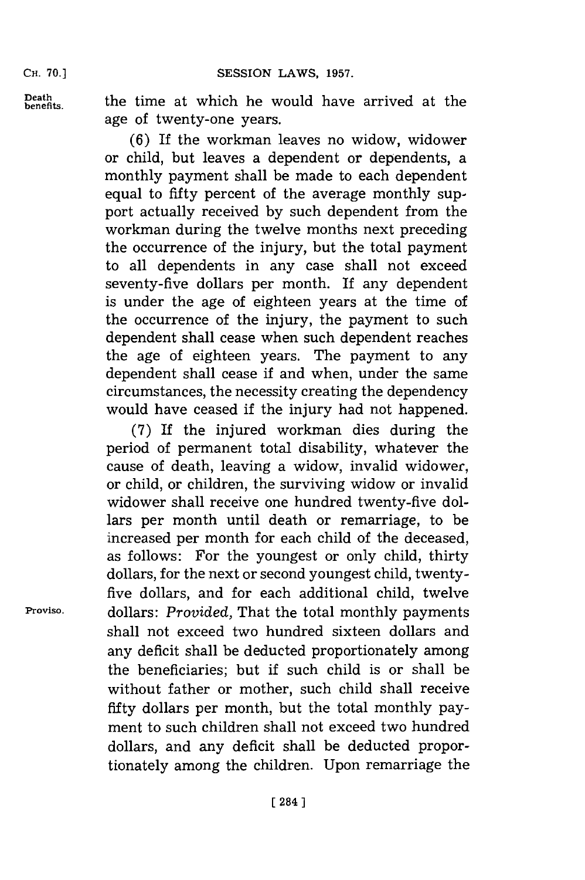Death benefits.

the time at which he would have arrived at the age of twenty-one years.

(6) If the workman leaves no widow, widower or child, but leaves a dependent or dependents, a monthly payment shall be made to each dependent equal to fifty percent of the average monthly support actually received by such dependent from the workman during the twelve months next preceding the occurrence of the injury, but the total payment to all dependents in any case shall not exceed seventy-five dollars per month. If any dependent is under the age of eighteen years at the time of the occurrence of the injury, the payment to such dependent shall cease when such dependent reaches the age of eighteen years. The payment to any dependent shall cease if and when, under the same circumstances, the necessity creating the dependency would have ceased if the injury had not happened.

(7) If the injured workman dies during the period of permanent total disability, whatever the cause of death, leaving a widow, invalid widower, or child, or children, the surviving widow or invalid widower shall receive one hundred twenty-five dollars per month until death or remarriage, to be increased per month for each child of the deceased, as follows: For the youngest or only child, thirty dollars, for the next or second youngest child, twenty-five dollars, and for each additional child, twelve dollars: *Provided,* That the total monthly payments shall not exceed two hundred sixteen dollars and any deficit shall be deducted proportionately among the beneficiaries; but if such child is or shall be without father or mother, such child shall receive fifty dollars per month, but the total monthly payment to such children shall not exceed two hundred dollars, and any deficit shall be deducted proportionately among the children. Upon remarriage the

Proviso.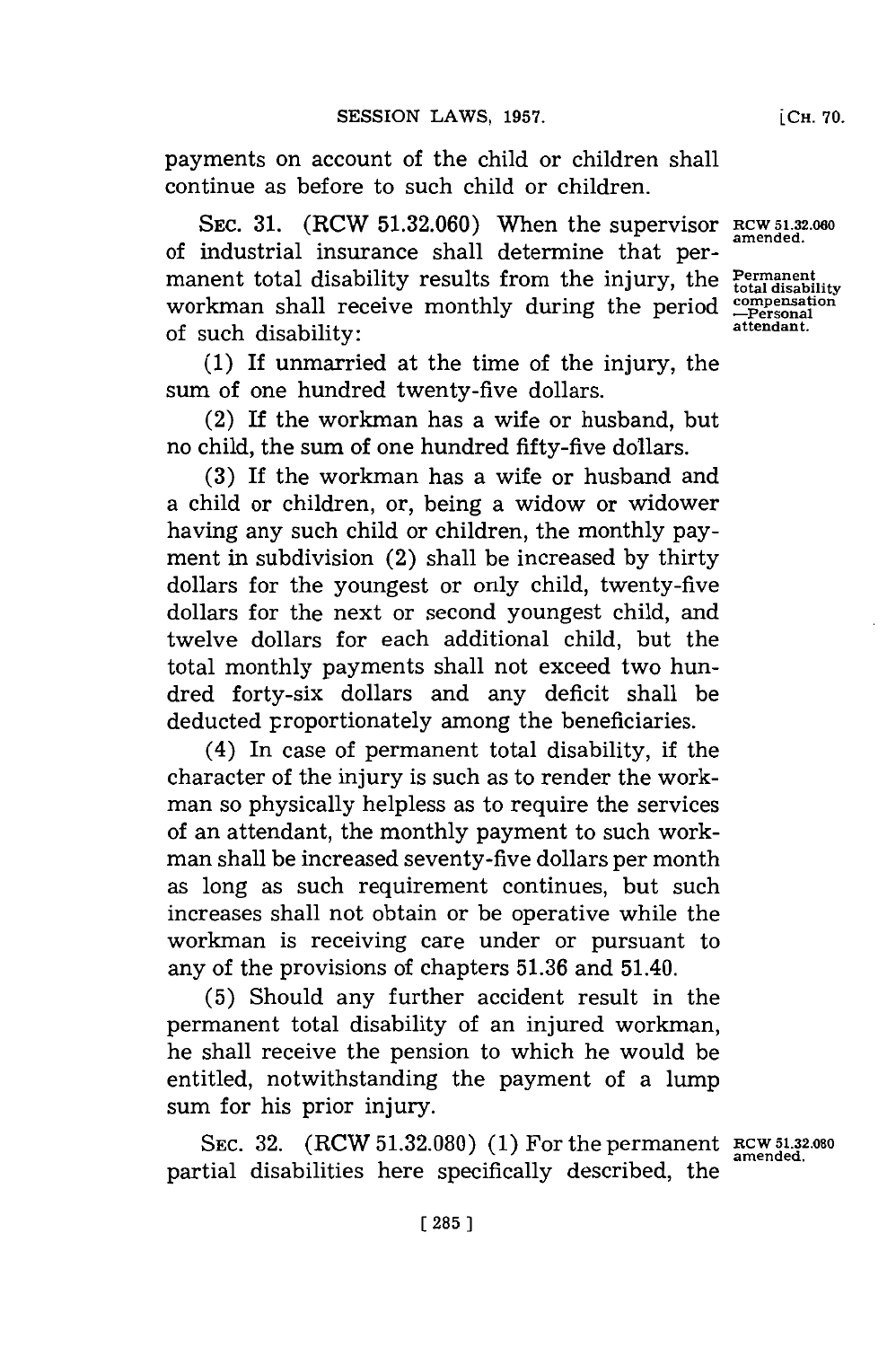payments on account of the child or children shall continue as before to such child or children.

SEC. 31. (RCW 51.32.060) When the supervisor of industrial insurance shall determine that permanent total disability results from the injury, the workman shall receive monthly during the period of such disability:

RCW 51.32.060 amended.

Permanent total disability compensation —Personal attendant.

(1) If unmarried at the time of the injury, the sum of one hundred twenty-five dollars.

(2) If the workman has a wife or husband, but no child, the sum of one hundred fifty-five dollars.

(3) If the workman has a wife or husband and a child or children, or, being a widow or widower having any such child or children, the monthly payment in subdivision (2) shall be increased by thirty dollars for the youngest or only child, twenty-five dollars for the next or second youngest child, and twelve dollars for each additional child, but the total monthly payments shall not exceed two hundred forty-six dollars and any deficit shall be deducted proportionately among the beneficiaries.

(4) In case of permanent total disability, if the character of the injury is such as to render the workman so physically helpless as to require the services of an attendant, the monthly payment to such workman shall be increased seventy-five dollars per month as long as such requirement continues, but such increases shall not obtain or be operative while the workman is receiving care under or pursuant to any of the provisions of chapters 51.36 and 51.40.

(5) Should any further accident result in the permanent total disability of an injured workman, he shall receive the pension to which he would be entitled, notwithstanding the payment of a lump sum for his prior injury.

SEC. 32. (RCW 51.32.080) (1) For the permanent partial disabilities here specifically described, the

RCW 51.32.080 amended.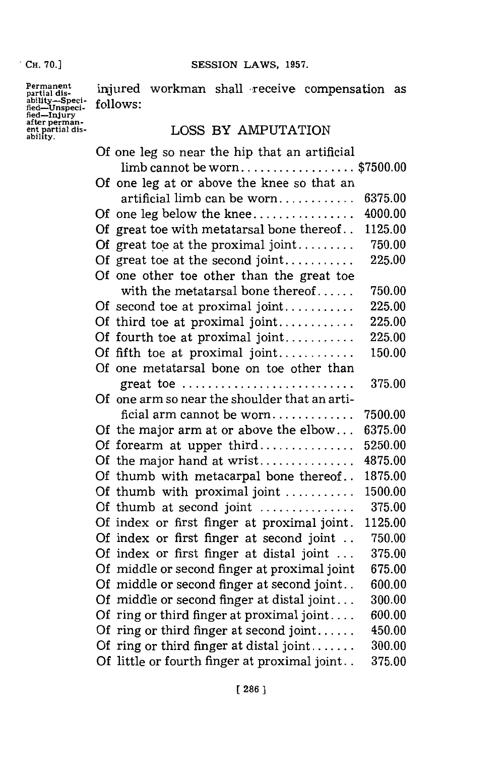Permanent partial disability—Specified—Unspecified—Injury after permanent partial disability.

injured workman shall receive compensation as follows:

## LOSS BY AMPUTATION

| | |
|---|---|
| Of one leg so near the hip that an artificial limb cannot be worn | $7500.00 |
| Of one leg at or above the knee so that an artificial limb can be worn | 6375.00 |
| Of one leg below the knee | 4000.00 |
| Of great toe with metatarsal bone thereof | 1125.00 |
| Of great toe at the proximal joint | 750.00 |
| Of great toe at the second joint | 225.00 |
| Of one other toe other than the great toe with the metatarsal bone thereof | 750.00 |
| Of second toe at proximal joint | 225.00 |
| Of third toe at proximal joint | 225.00 |
| Of fourth toe at proximal joint | 225.00 |
| Of fifth toe at proximal joint | 150.00 |
| Of one metatarsal bone on toe other than great toe | 375.00 |
| Of one arm so near the shoulder that an artificial arm cannot be worn | 7500.00 |
| Of the major arm at or above the elbow | 6375.00 |
| Of forearm at upper third | 5250.00 |
| Of the major hand at wrist | 4875.00 |
| Of thumb with metacarpal bone thereof | 1875.00 |
| Of thumb with proximal joint | 1500.00 |
| Of thumb at second joint | 375.00 |
| Of index or first finger at proximal joint | 1125.00 |
| Of index or first finger at second joint | 750.00 |
| Of index or first finger at distal joint | 375.00 |
| Of middle or second finger at proximal joint | 675.00 |
| Of middle or second finger at second joint | 600.00 |
| Of middle or second finger at distal joint | 300.00 |
| Of ring or third finger at proximal joint | 600.00 |
| Of ring or third finger at second joint | 450.00 |
| Of ring or third finger at distal joint | 300.00 |
| Of little or fourth finger at proximal joint | 375.00 |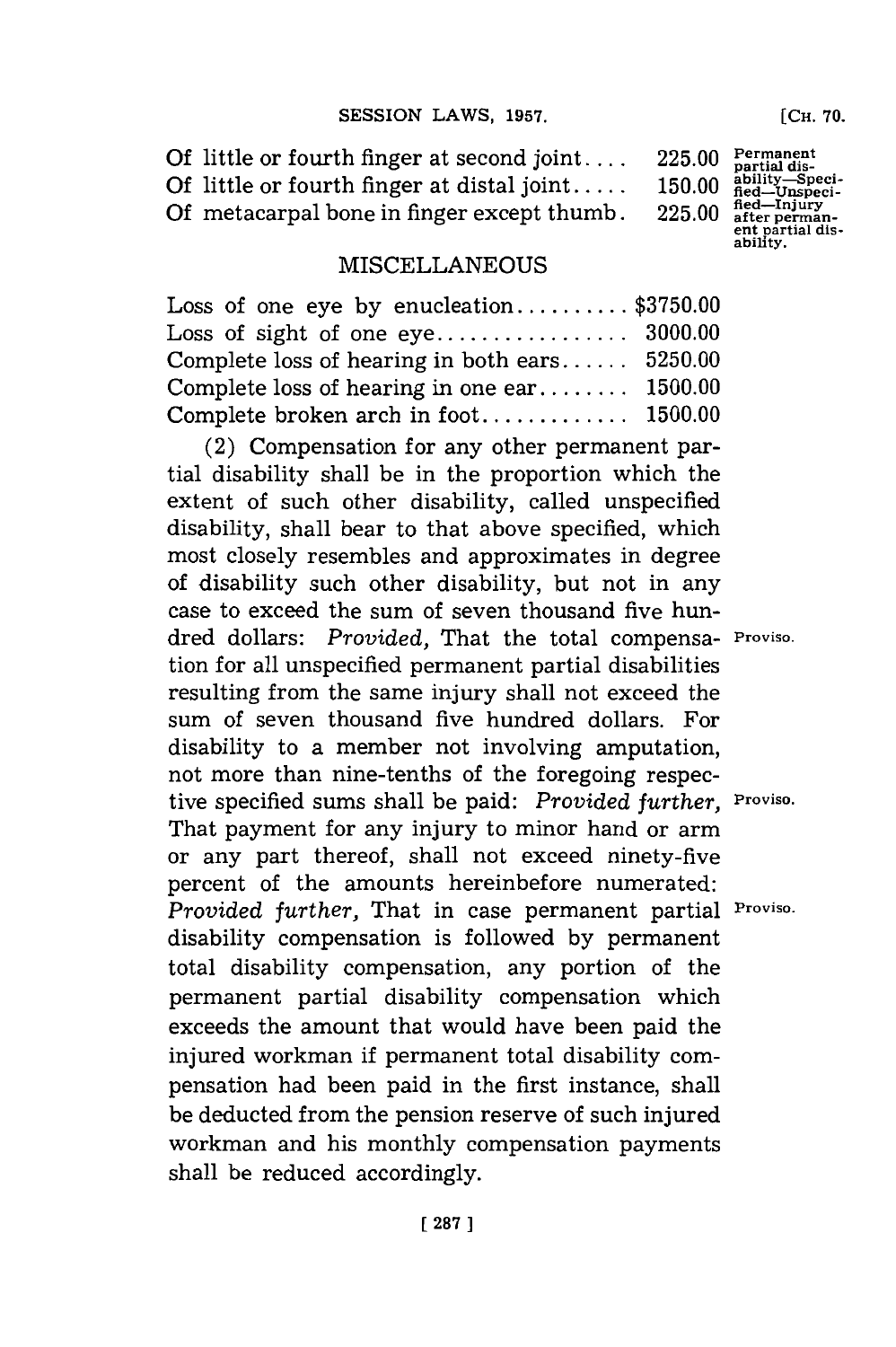| | |
|---|---|
| Of little or fourth finger at second joint.... | 225.00 |
| Of little or fourth finger at distal joint..... | 150.00 |
| Of metacarpal bone in finger except thumb. | 225.00 |

Permanent partial disability—Specified—Unspecified—Injury after permanent partial disability.

## MISCELLANEOUS

| | |
|---|---|
| Loss of one eye by enucleation.......... | $3750.00 |
| Loss of sight of one eye................. | 3000.00 |
| Complete loss of hearing in both ears...... | 5250.00 |
| Complete loss of hearing in one ear........ | 1500.00 |
| Complete broken arch in foot............. | 1500.00 |

(2) Compensation for any other permanent partial disability shall be in the proportion which the extent of such other disability, called unspecified disability, shall bear to that above specified, which most closely resembles and approximates in degree of disability such other disability, but not in any case to exceed the sum of seven thousand five hundred dollars: *Provided,* That the total compensation for all unspecified permanent partial disabilities resulting from the same injury shall not exceed the sum of seven thousand five hundred dollars. For disability to a member not involving amputation, not more than nine-tenths of the foregoing respective specified sums shall be paid: *Provided further,* That payment for any injury to minor hand or arm or any part thereof, shall not exceed ninety-five percent of the amounts hereinbefore numerated: *Provided further,* That in case permanent partial disability compensation is followed by permanent total disability compensation, any portion of the permanent partial disability compensation which exceeds the amount that would have been paid the injured workman if permanent total disability compensation had been paid in the first instance, shall be deducted from the pension reserve of such injured workman and his monthly compensation payments shall be reduced accordingly.

Proviso.

Proviso.

Proviso.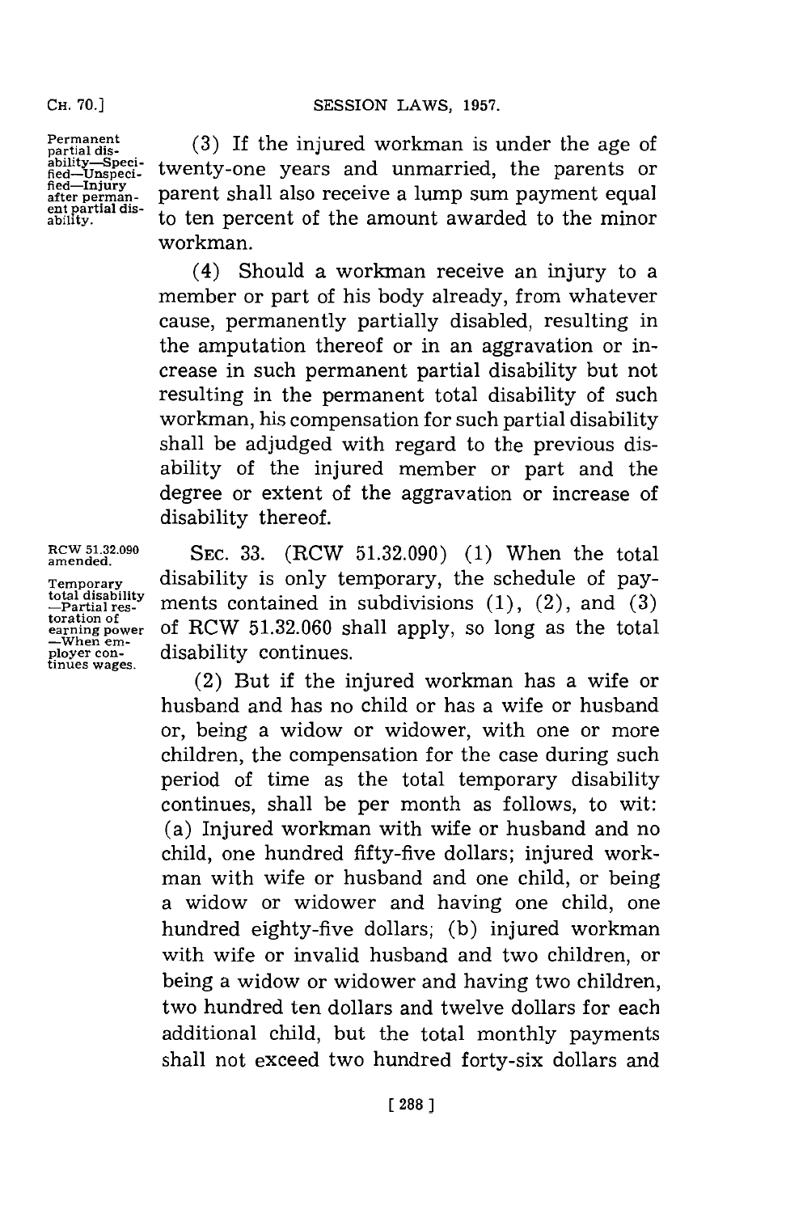Permanent partial disability—Specified—Unspecified—Injury after permanent partial disability.

(3) If the injured workman is under the age of twenty-one years and unmarried, the parents or parent shall also receive a lump sum payment equal to ten percent of the amount awarded to the minor workman.

(4) Should a workman receive an injury to a member or part of his body already, from whatever cause, permanently partially disabled, resulting in the amputation thereof or in an aggravation or increase in such permanent partial disability but not resulting in the permanent total disability of such workman, his compensation for such partial disability shall be adjudged with regard to the previous disability of the injured member or part and the degree or extent of the aggravation or increase of disability thereof.

RCW 51.32.090 amended.

Temporary total disability —Partial restoration of earning power —When employer continues wages.

SEC. 33. (RCW 51.32.090) (1) When the total disability is only temporary, the schedule of payments contained in subdivisions (1), (2), and (3) of RCW 51.32.060 shall apply, so long as the total disability continues.

(2) But if the injured workman has a wife or husband and has no child or has a wife or husband or, being a widow or widower, with one or more children, the compensation for the case during such period of time as the total temporary disability continues, shall be per month as follows, to wit: (a) Injured workman with wife or husband and no child, one hundred fifty-five dollars; injured workman with wife or husband and one child, or being a widow or widower and having one child, one hundred eighty-five dollars; (b) injured workman with wife or invalid husband and two children, or being a widow or widower and having two children, two hundred ten dollars and twelve dollars for each additional child, but the total monthly payments shall not exceed two hundred forty-six dollars and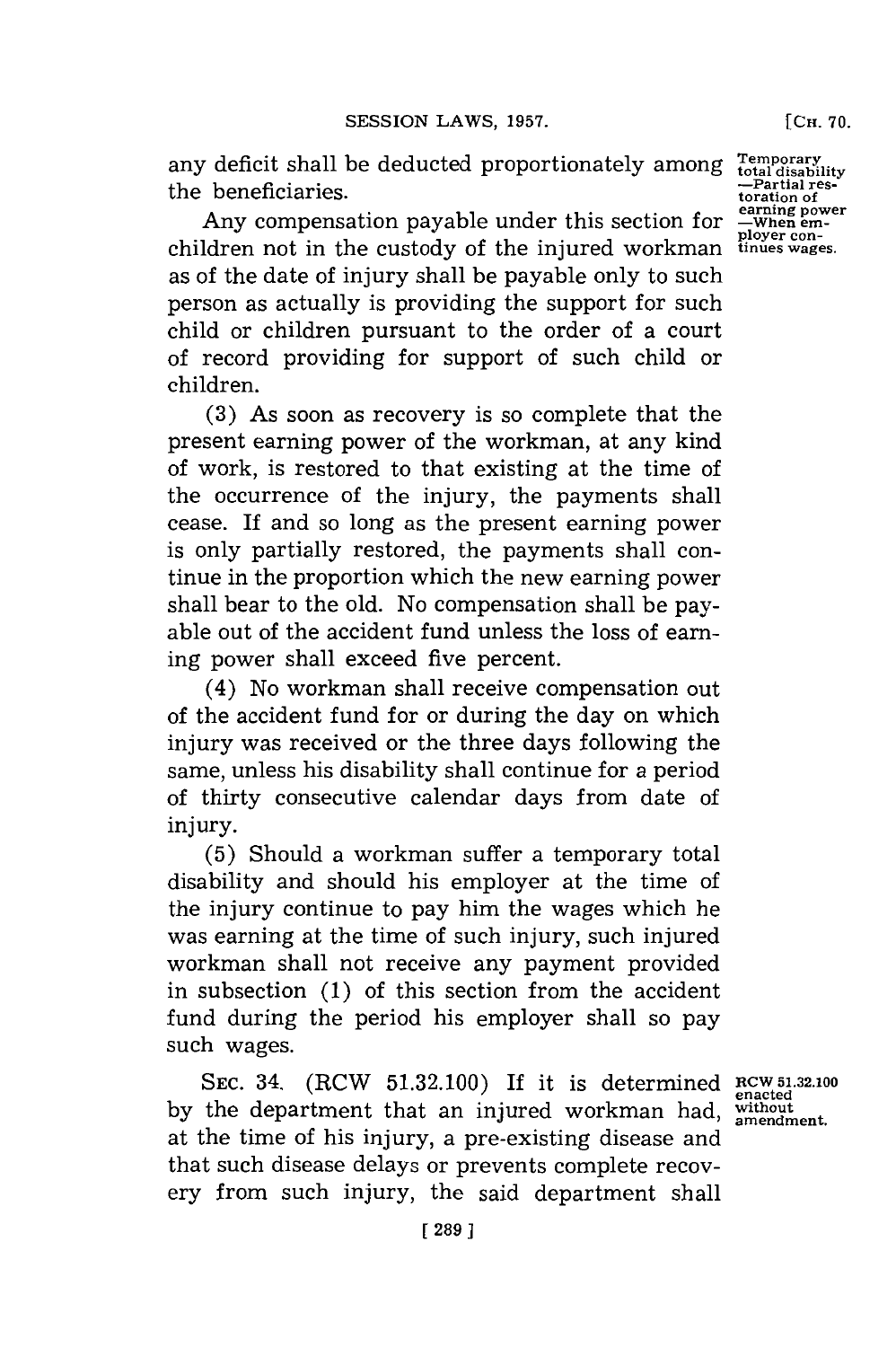any deficit shall be deducted proportionately among the beneficiaries.

Temporary total disability —Partial restoration of earning power —When employer continues wages.

Any compensation payable under this section for children not in the custody of the injured workman as of the date of injury shall be payable only to such person as actually is providing the support for such child or children pursuant to the order of a court of record providing for support of such child or children.

(3) As soon as recovery is so complete that the present earning power of the workman, at any kind of work, is restored to that existing at the time of the occurrence of the injury, the payments shall cease. If and so long as the present earning power is only partially restored, the payments shall continue in the proportion which the new earning power shall bear to the old. No compensation shall be payable out of the accident fund unless the loss of earning power shall exceed five percent.

(4) No workman shall receive compensation out of the accident fund for or during the day on which injury was received or the three days following the same, unless his disability shall continue for a period of thirty consecutive calendar days from date of injury.

(5) Should a workman suffer a temporary total disability and should his employer at the time of the injury continue to pay him the wages which he was earning at the time of such injury, such injured workman shall not receive any payment provided in subsection (1) of this section from the accident fund during the period his employer shall so pay such wages.

SEC. 34. (RCW 51.32.100) If it is determined by the department that an injured workman had, at the time of his injury, a pre-existing disease and that such disease delays or prevents complete recovery from such injury, the said department shall

RCW 51.32.100 enacted without amendment.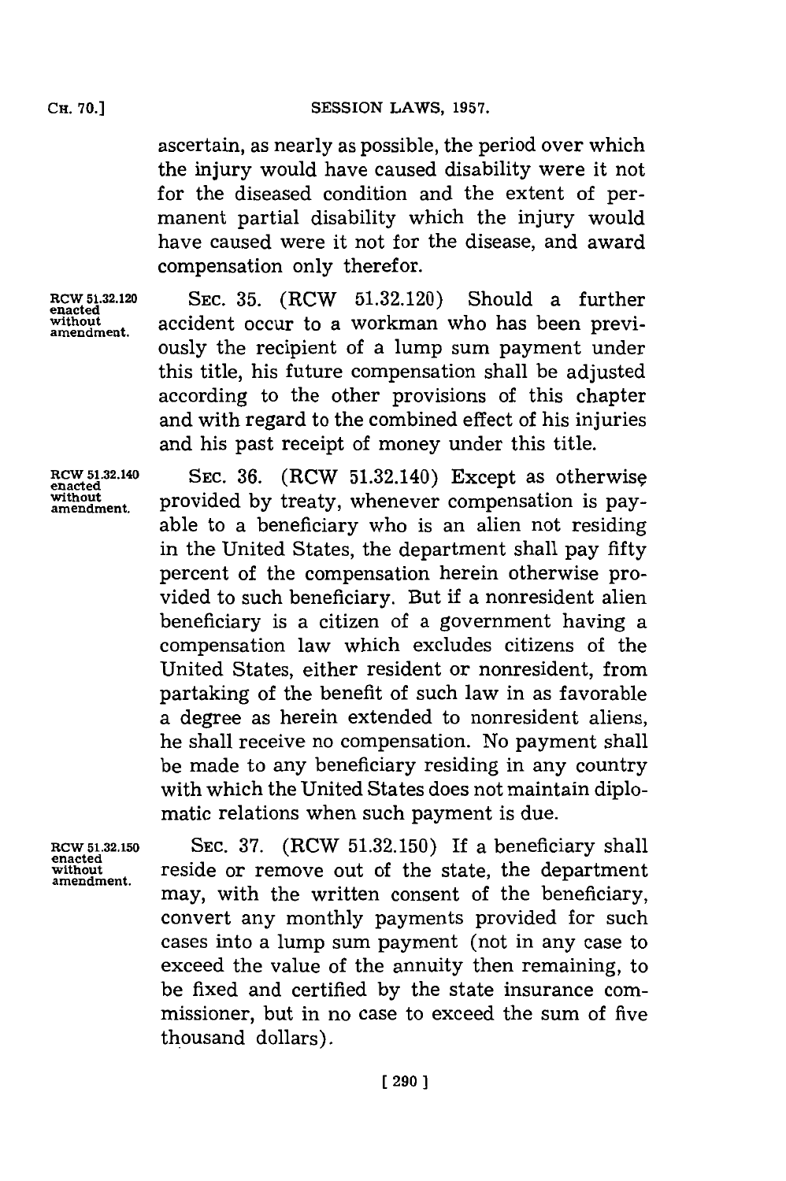ascertain, as nearly as possible, the period over which the injury would have caused disability were it not for the diseased condition and the extent of permanent partial disability which the injury would have caused were it not for the disease, and award compensation only therefor.

RCW 51.32.120 enacted without amendment.

SEC. 35. (RCW 51.32.120) Should a further accident occur to a workman who has been previously the recipient of a lump sum payment under this title, his future compensation shall be adjusted according to the other provisions of this chapter and with regard to the combined effect of his injuries and his past receipt of money under this title.

RCW 51.32.140 enacted without amendment.

SEC. 36. (RCW 51.32.140) Except as otherwise provided by treaty, whenever compensation is payable to a beneficiary who is an alien not residing in the United States, the department shall pay fifty percent of the compensation herein otherwise provided to such beneficiary. But if a nonresident alien beneficiary is a citizen of a government having a compensation law which excludes citizens of the United States, either resident or nonresident, from partaking of the benefit of such law in as favorable a degree as herein extended to nonresident aliens, he shall receive no compensation. No payment shall be made to any beneficiary residing in any country with which the United States does not maintain diplomatic relations when such payment is due.

RCW 51.32.150 enacted without amendment.

SEC. 37. (RCW 51.32.150) If a beneficiary shall reside or remove out of the state, the department may, with the written consent of the beneficiary, convert any monthly payments provided for such cases into a lump sum payment (not in any case to exceed the value of the annuity then remaining, to be fixed and certified by the state insurance commissioner, but in no case to exceed the sum of five thousand dollars).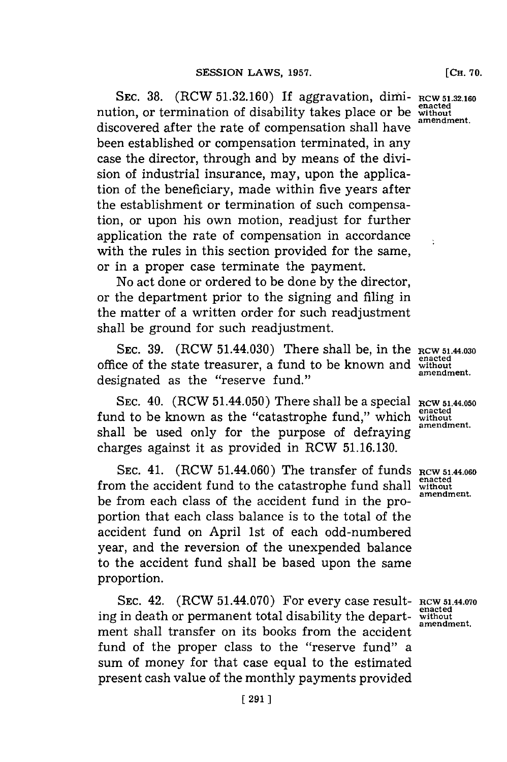SEC. 38. (RCW 51.32.160) If aggravation, diminution, or termination of disability takes place or be discovered after the rate of compensation shall have been established or compensation terminated, in any case the director, through and by means of the division of industrial insurance, may, upon the application of the beneficiary, made within five years after the establishment or termination of such compensation, or upon his own motion, readjust for further application the rate of compensation in accordance with the rules in this section provided for the same, or in a proper case terminate the payment.

**RCW 51.32.160 enacted without amendment.**

No act done or ordered to be done by the director, or the department prior to the signing and filing in the matter of a written order for such readjustment shall be ground for such readjustment.

SEC. 39. (RCW 51.44.030) There shall be, in the office of the state treasurer, a fund to be known and designated as the "reserve fund."

**RCW 51.44.030 enacted without amendment.**

SEC. 40. (RCW 51.44.050) There shall be a special fund to be known as the "catastrophe fund," which shall be used only for the purpose of defraying charges against it as provided in RCW 51.16.130.

**RCW 51.44.050 enacted without amendment.**

SEC. 41. (RCW 51.44.060) The transfer of funds from the accident fund to the catastrophe fund shall be from each class of the accident fund in the proportion that each class balance is to the total of the accident fund on April 1st of each odd-numbered year, and the reversion of the unexpended balance to the accident fund shall be based upon the same proportion.

**RCW 51.44.060 enacted without amendment.**

SEC. 42. (RCW 51.44.070) For every case resulting in death or permanent total disability the department shall transfer on its books from the accident fund of the proper class to the "reserve fund" a sum of money for that case equal to the estimated present cash value of the monthly payments provided

**RCW 51.44.070 enacted without amendment.**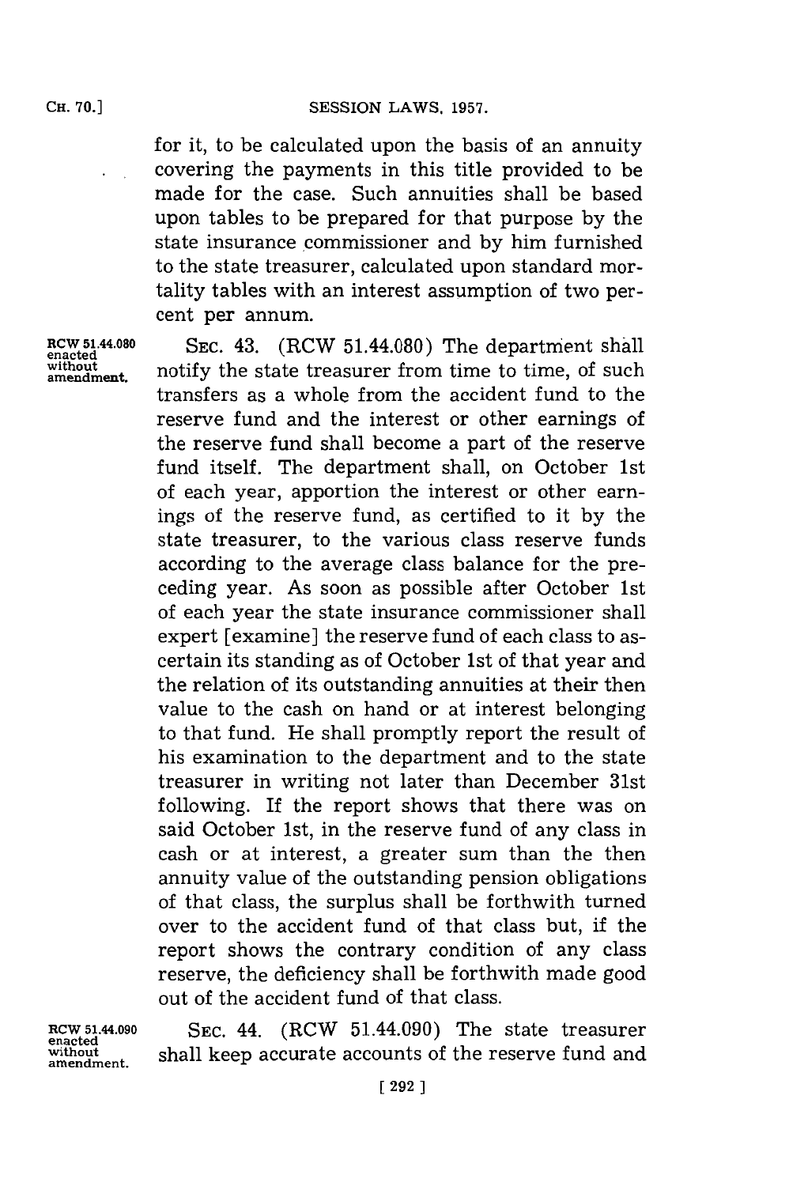for it, to be calculated upon the basis of an annuity covering the payments in this title provided to be made for the case. Such annuities shall be based upon tables to be prepared for that purpose by the state insurance commissioner and by him furnished to the state treasurer, calculated upon standard mortality tables with an interest assumption of two percent per annum.

RCW 51.44.080 enacted without amendment.

SEC. 43. (RCW 51.44.080) The department shall notify the state treasurer from time to time, of such transfers as a whole from the accident fund to the reserve fund and the interest or other earnings of the reserve fund shall become a part of the reserve fund itself. The department shall, on October 1st of each year, apportion the interest or other earnings of the reserve fund, as certified to it by the state treasurer, to the various class reserve funds according to the average class balance for the preceding year. As soon as possible after October 1st of each year the state insurance commissioner shall expert [examine] the reserve fund of each class to ascertain its standing as of October 1st of that year and the relation of its outstanding annuities at their then value to the cash on hand or at interest belonging to that fund. He shall promptly report the result of his examination to the department and to the state treasurer in writing not later than December 31st following. If the report shows that there was on said October 1st, in the reserve fund of any class in cash or at interest, a greater sum than the then annuity value of the outstanding pension obligations of that class, the surplus shall be forthwith turned over to the accident fund of that class but, if the report shows the contrary condition of any class reserve, the deficiency shall be forthwith made good out of the accident fund of that class.

RCW 51.44.090 enacted without amendment.

SEC. 44. (RCW 51.44.090) The state treasurer shall keep accurate accounts of the reserve fund and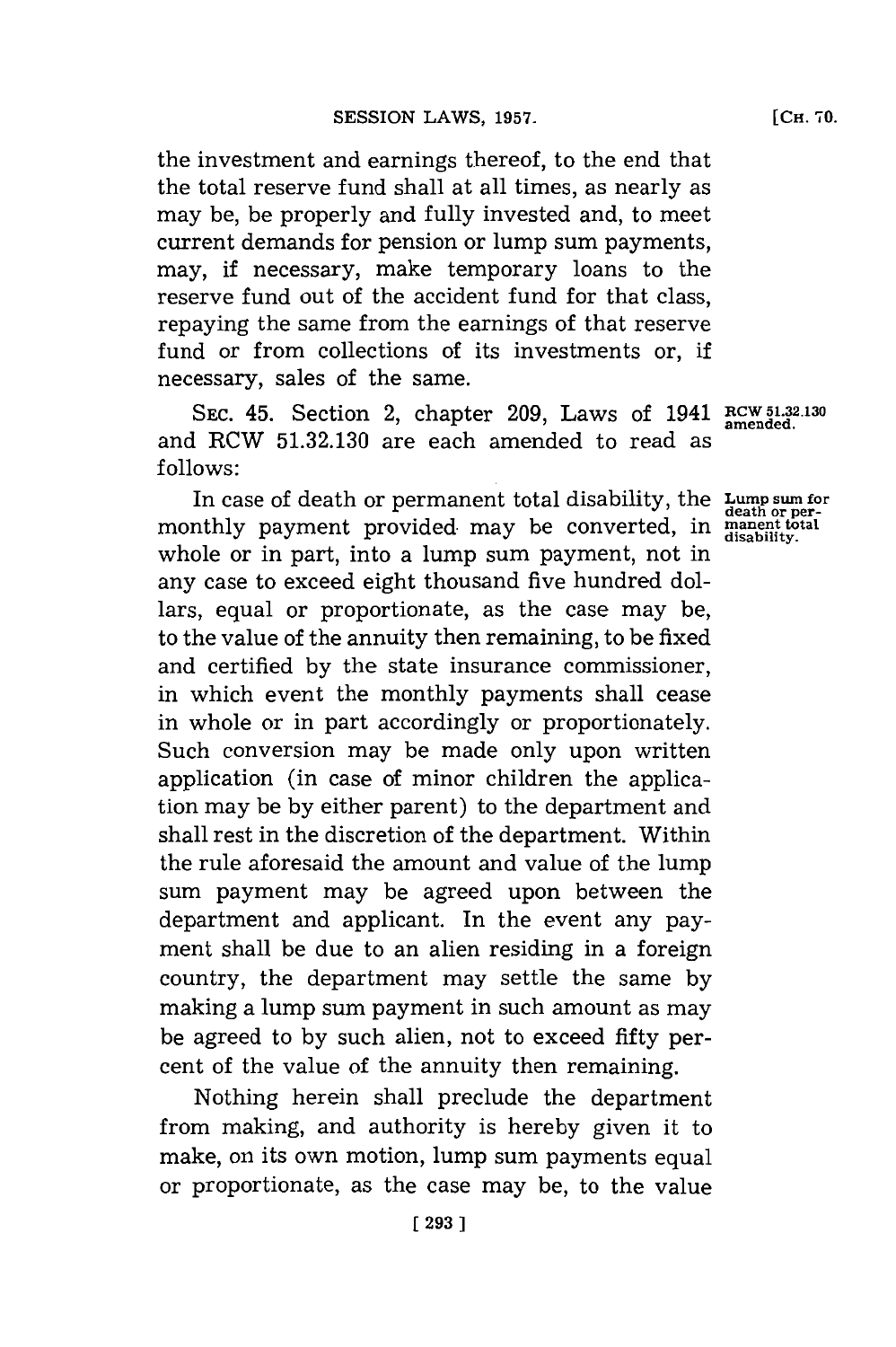the investment and earnings thereof, to the end that the total reserve fund shall at all times, as nearly as may be, be properly and fully invested and, to meet current demands for pension or lump sum payments, may, if necessary, make temporary loans to the reserve fund out of the accident fund for that class, repaying the same from the earnings of that reserve fund or from collections of its investments or, if necessary, sales of the same.

SEC. 45. Section 2, chapter 209, Laws of 1941 and RCW 51.32.130 are each amended to read as follows:

RCW 51.32.130 amended.

Lump sum for death or permanent total disability.

In case of death or permanent total disability, the monthly payment provided may be converted, in whole or in part, into a lump sum payment, not in any case to exceed eight thousand five hundred dollars, equal or proportionate, as the case may be, to the value of the annuity then remaining, to be fixed and certified by the state insurance commissioner, in which event the monthly payments shall cease in whole or in part accordingly or proportionately. Such conversion may be made only upon written application (in case of minor children the application may be by either parent) to the department and shall rest in the discretion of the department. Within the rule aforesaid the amount and value of the lump sum payment may be agreed upon between the department and applicant. In the event any payment shall be due to an alien residing in a foreign country, the department may settle the same by making a lump sum payment in such amount as may be agreed to by such alien, not to exceed fifty percent of the value of the annuity then remaining.

Nothing herein shall preclude the department from making, and authority is hereby given it to make, on its own motion, lump sum payments equal or proportionate, as the case may be, to the value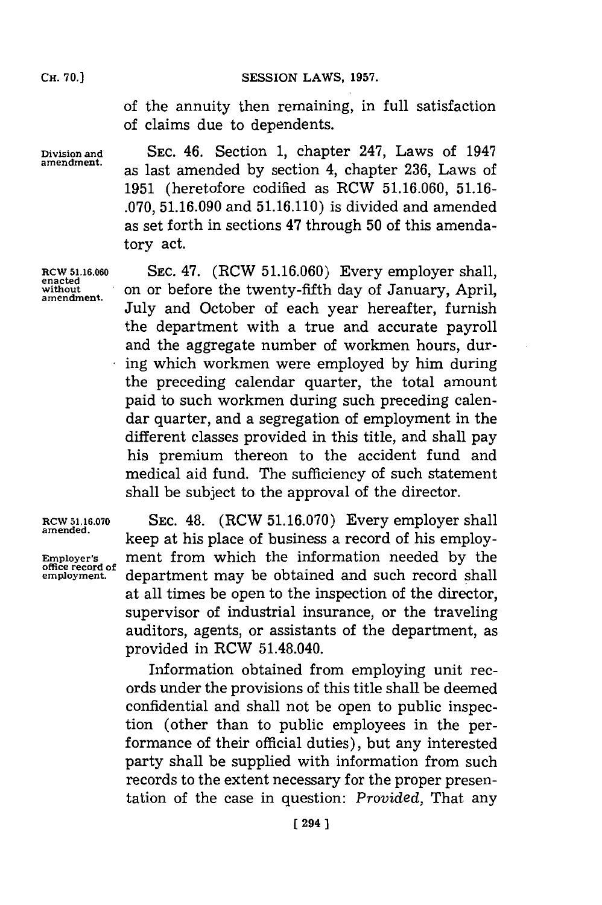of the annuity then remaining, in full satisfaction of claims due to dependents.

Division and amendment.

SEC. 46. Section 1, chapter 247, Laws of 1947 as last amended by section 4, chapter 236, Laws of 1951 (heretofore codified as RCW 51.16.060, 51.16-.070, 51.16.090 and 51.16.110) is divided and amended as set forth in sections 47 through 50 of this amendatory act.

RCW 51.16.060 enacted without amendment.

SEC. 47. (RCW 51.16.060) Every employer shall, on or before the twenty-fifth day of January, April, July and October of each year hereafter, furnish the department with a true and accurate payroll and the aggregate number of workmen hours, during which workmen were employed by him during the preceding calendar quarter, the total amount paid to such workmen during such preceding calendar quarter, and a segregation of employment in the different classes provided in this title, and shall pay his premium thereon to the accident fund and medical aid fund. The sufficiency of such statement shall be subject to the approval of the director.

RCW 51.16.070 amended.

Employer's office record of employment.

SEC. 48. (RCW 51.16.070) Every employer shall keep at his place of business a record of his employment from which the information needed by the department may be obtained and such record shall at all times be open to the inspection of the director, supervisor of industrial insurance, or the traveling auditors, agents, or assistants of the department, as provided in RCW 51.48.040.

Information obtained from employing unit records under the provisions of this title shall be deemed confidential and shall not be open to public inspection (other than to public employees in the performance of their official duties), but any interested party shall be supplied with information from such records to the extent necessary for the proper presentation of the case in question: *Provided,* That any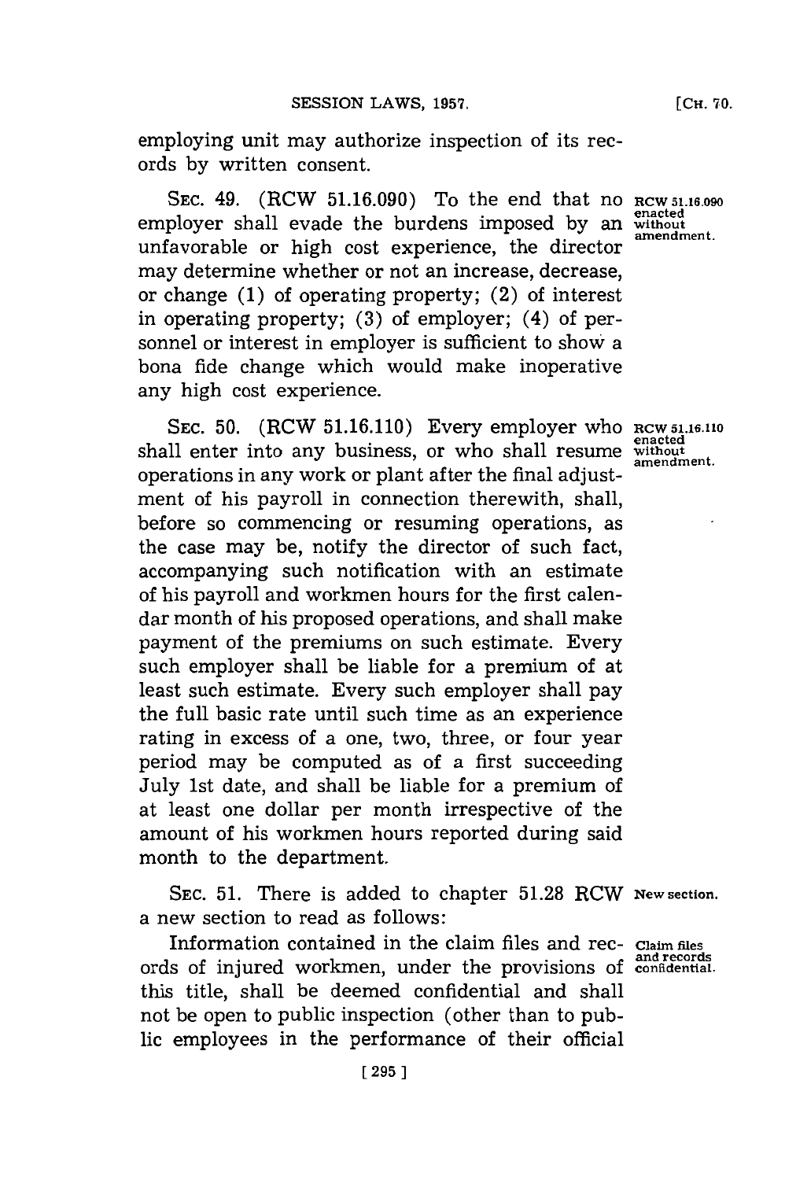employing unit may authorize inspection of its records by written consent.

SEC. 49. (RCW 51.16.090) To the end that no employer shall evade the burdens imposed by an unfavorable or high cost experience, the director may determine whether or not an increase, decrease, or change (1) of operating property; (2) of interest in operating property; (3) of employer; (4) of personnel or interest in employer is sufficient to show a bona fide change which would make inoperative any high cost experience.

RCW 51.16.090 enacted without amendment.

SEC. 50. (RCW 51.16.110) Every employer who shall enter into any business, or who shall resume operations in any work or plant after the final adjustment of his payroll in connection therewith, shall, before so commencing or resuming operations, as the case may be, notify the director of such fact, accompanying such notification with an estimate of his payroll and workmen hours for the first calendar month of his proposed operations, and shall make payment of the premiums on such estimate. Every such employer shall be liable for a premium of at least such estimate. Every such employer shall pay the full basic rate until such time as an experience rating in excess of a one, two, three, or four year period may be computed as of a first succeeding July 1st date, and shall be liable for a premium of at least one dollar per month irrespective of the amount of his workmen hours reported during said month to the department.

RCW 51.16.110 enacted without amendment.

SEC. 51. There is added to chapter 51.28 RCW a new section to read as follows:

New section.

Information contained in the claim files and records of injured workmen, under the provisions of this title, shall be deemed confidential and shall not be open to public inspection (other than to public employees in the performance of their official

Claim files and records confidential.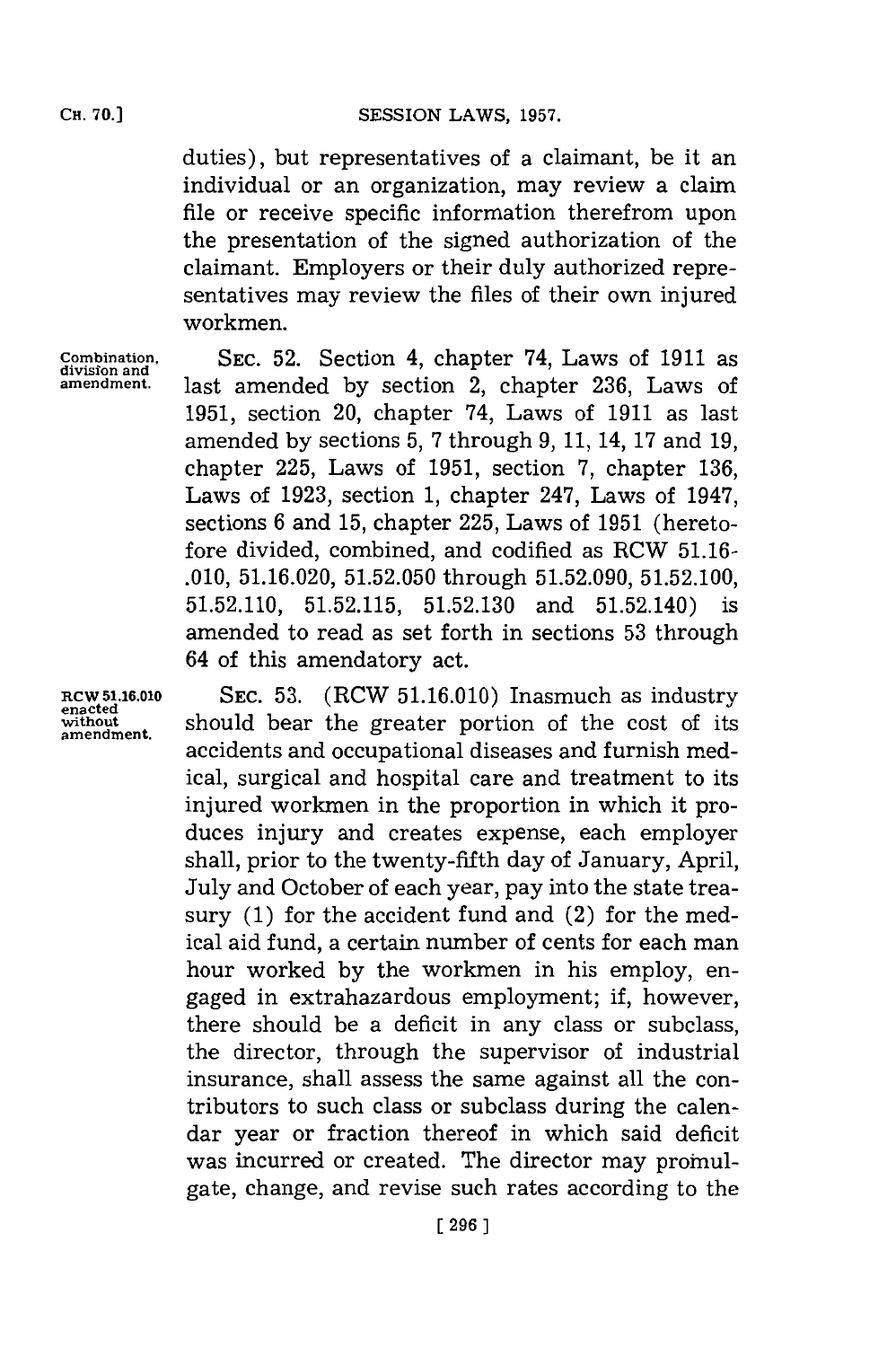duties), but representatives of a claimant, be it an individual or an organization, may review a claim file or receive specific information therefrom upon the presentation of the signed authorization of the claimant. Employers or their duly authorized representatives may review the files of their own injured workmen.

**Combination, division and amendment.**

SEC. 52. Section 4, chapter 74, Laws of 1911 as last amended by section 2, chapter 236, Laws of 1951, section 20, chapter 74, Laws of 1911 as last amended by sections 5, 7 through 9, 11, 14, 17 and 19, chapter 225, Laws of 1951, section 7, chapter 136, Laws of 1923, section 1, chapter 247, Laws of 1947, sections 6 and 15, chapter 225, Laws of 1951 (heretofore divided, combined, and codified as RCW 51.16.010, 51.16.020, 51.52.050 through 51.52.090, 51.52.100, 51.52.110, 51.52.115, 51.52.130 and 51.52.140) is amended to read as set forth in sections 53 through 64 of this amendatory act.

**RCW 51.16.010 enacted without amendment.**

SEC. 53. (RCW 51.16.010) Inasmuch as industry should bear the greater portion of the cost of its accidents and occupational diseases and furnish medical, surgical and hospital care and treatment to its injured workmen in the proportion in which it produces injury and creates expense, each employer shall, prior to the twenty-fifth day of January, April, July and October of each year, pay into the state treasury (1) for the accident fund and (2) for the medical aid fund, a certain number of cents for each man hour worked by the workmen in his employ, engaged in extrahazardous employment; if, however, there should be a deficit in any class or subclass, the director, through the supervisor of industrial insurance, shall assess the same against all the contributors to such class or subclass during the calendar year or fraction thereof in which said deficit was incurred or created. The director may promulgate, change, and revise such rates according to the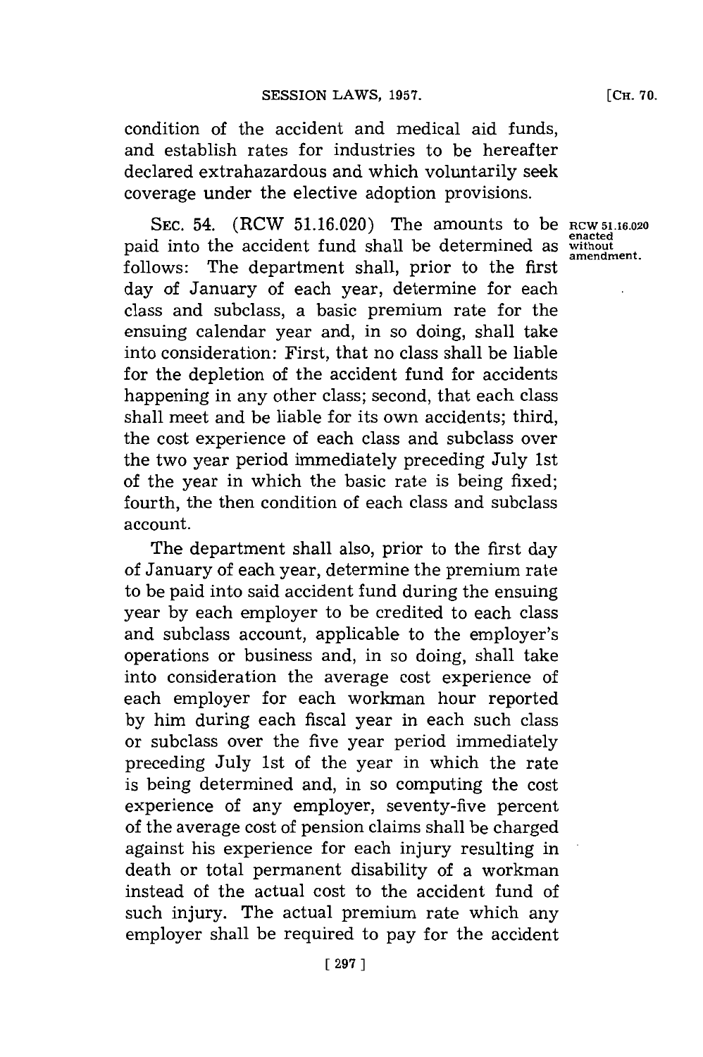condition of the accident and medical aid funds, and establish rates for industries to be hereafter declared extrahazardous and which voluntarily seek coverage under the elective adoption provisions.

SEC. 54. (RCW 51.16.020) The amounts to be paid into the accident fund shall be determined as follows: The department shall, prior to the first day of January of each year, determine for each class and subclass, a basic premium rate for the ensuing calendar year and, in so doing, shall take into consideration: First, that no class shall be liable for the depletion of the accident fund for accidents happening in any other class; second, that each class shall meet and be liable for its own accidents; third, the cost experience of each class and subclass over the two year period immediately preceding July 1st of the year in which the basic rate is being fixed; fourth, the then condition of each class and subclass account.

RCW 51.16.020 enacted without amendment.

The department shall also, prior to the first day of January of each year, determine the premium rate to be paid into said accident fund during the ensuing year by each employer to be credited to each class and subclass account, applicable to the employer's operations or business and, in so doing, shall take into consideration the average cost experience of each employer for each workman hour reported by him during each fiscal year in each such class or subclass over the five year period immediately preceding July 1st of the year in which the rate is being determined and, in so computing the cost experience of any employer, seventy-five percent of the average cost of pension claims shall be charged against his experience for each injury resulting in death or total permanent disability of a workman instead of the actual cost to the accident fund of such injury. The actual premium rate which any employer shall be required to pay for the accident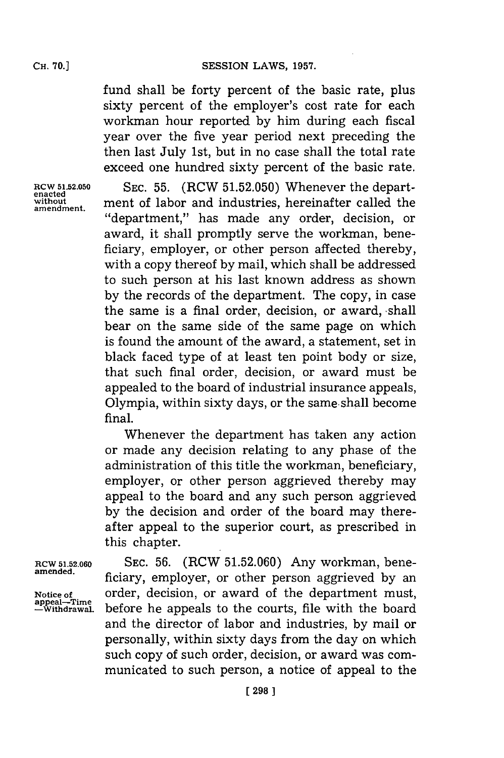fund shall be forty percent of the basic rate, plus sixty percent of the employer's cost rate for each workman hour reported by him during each fiscal year over the five year period next preceding the then last July 1st, but in no case shall the total rate exceed one hundred sixty percent of the basic rate.

RCW 51.52.050 enacted without amendment.

SEC. 55. (RCW 51.52.050) Whenever the department of labor and industries, hereinafter called the "department," has made any order, decision, or award, it shall promptly serve the workman, beneficiary, employer, or other person affected thereby, with a copy thereof by mail, which shall be addressed to such person at his last known address as shown by the records of the department. The copy, in case the same is a final order, decision, or award, shall bear on the same side of the same page on which is found the amount of the award, a statement, set in black faced type of at least ten point body or size, that such final order, decision, or award must be appealed to the board of industrial insurance appeals, Olympia, within sixty days, or the same shall become final.

Whenever the department has taken any action or made any decision relating to any phase of the administration of this title the workman, beneficiary, employer, or other person aggrieved thereby may appeal to the board and any such person aggrieved by the decision and order of the board may thereafter appeal to the superior court, as prescribed in this chapter.

RCW 51.52.060 amended.

Notice of appeal—Time —Withdrawal.

SEC. 56. (RCW 51.52.060) Any workman, beneficiary, employer, or other person aggrieved by an order, decision, or award of the department must, before he appeals to the courts, file with the board and the director of labor and industries, by mail or personally, within sixty days from the day on which such copy of such order, decision, or award was communicated to such person, a notice of appeal to the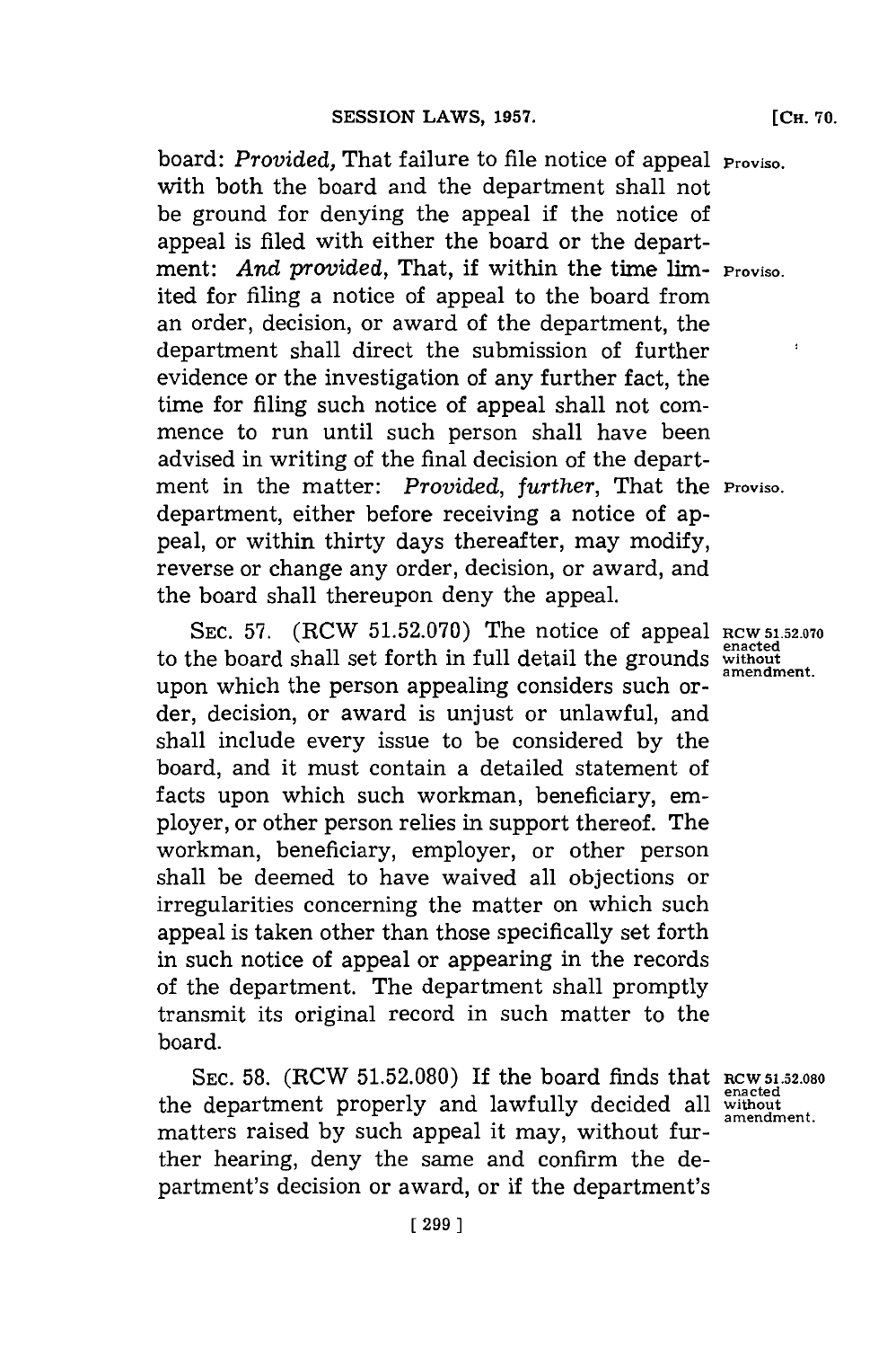board: *Provided,* That failure to file notice of appeal with both the board and the department shall not be ground for denying the appeal if the notice of appeal is filed with either the board or the department: *And provided,* That, if within the time limited for filing a notice of appeal to the board from an order, decision, or award of the department, the department shall direct the submission of further evidence or the investigation of any further fact, the time for filing such notice of appeal shall not commence to run until such person shall have been advised in writing of the final decision of the department in the matter: *Provided, further,* That the department, either before receiving a notice of appeal, or within thirty days thereafter, may modify, reverse or change any order, decision, or award, and the board shall thereupon deny the appeal.

Proviso.

Proviso.

Proviso.

SEC. 57. (RCW 51.52.070) The notice of appeal to the board shall set forth in full detail the grounds upon which the person appealing considers such order, decision, or award is unjust or unlawful, and shall include every issue to be considered by the board, and it must contain a detailed statement of facts upon which such workman, beneficiary, employer, or other person relies in support thereof. The workman, beneficiary, employer, or other person shall be deemed to have waived all objections or irregularities concerning the matter on which such appeal is taken other than those specifically set forth in such notice of appeal or appearing in the records of the department. The department shall promptly transmit its original record in such matter to the board.

RCW 51.52.070 enacted without amendment.

SEC. 58. (RCW 51.52.080) If the board finds that the department properly and lawfully decided all matters raised by such appeal it may, without further hearing, deny the same and confirm the department's decision or award, or if the department's

RCW 51.52.080 enacted without amendment.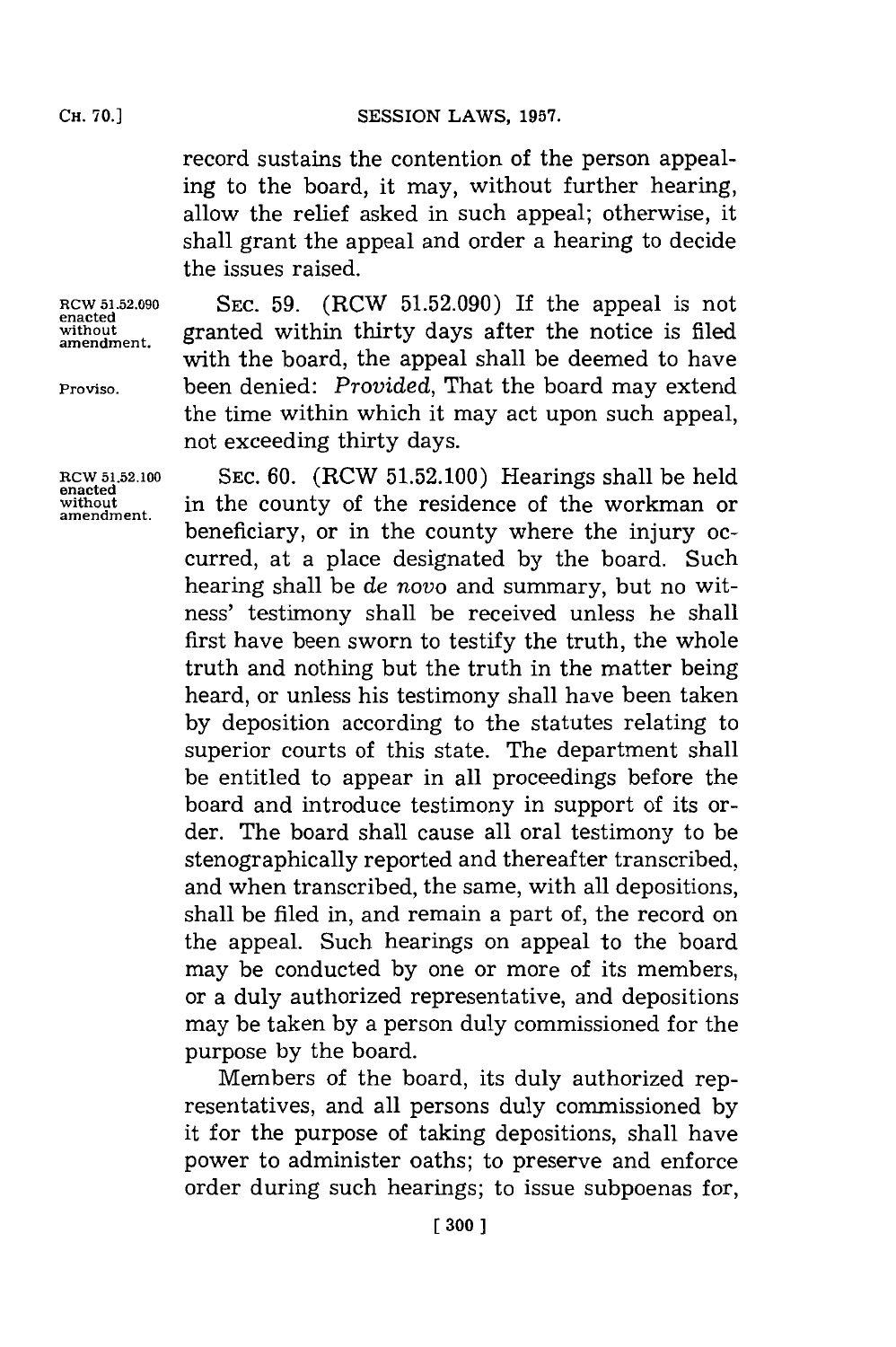record sustains the contention of the person appealing to the board, it may, without further hearing, allow the relief asked in such appeal; otherwise, it shall grant the appeal and order a hearing to decide the issues raised.

RCW 51.52.090 enacted without amendment.

SEC. 59. (RCW 51.52.090) If the appeal is not granted within thirty days after the notice is filed with the board, the appeal shall be deemed to have been denied: *Provided*, That the board may extend the time within which it may act upon such appeal, not exceeding thirty days.

Proviso.

RCW 51.52.100 enacted without amendment.

SEC. 60. (RCW 51.52.100) Hearings shall be held in the county of the residence of the workman or beneficiary, or in the county where the injury occurred, at a place designated by the board. Such hearing shall be *de novo* and summary, but no witness' testimony shall be received unless he shall first have been sworn to testify the truth, the whole truth and nothing but the truth in the matter being heard, or unless his testimony shall have been taken by deposition according to the statutes relating to superior courts of this state. The department shall be entitled to appear in all proceedings before the board and introduce testimony in support of its order. The board shall cause all oral testimony to be stenographically reported and thereafter transcribed, and when transcribed, the same, with all depositions, shall be filed in, and remain a part of, the record on the appeal. Such hearings on appeal to the board may be conducted by one or more of its members, or a duly authorized representative, and depositions may be taken by a person duly commissioned for the purpose by the board.

Members of the board, its duly authorized representatives, and all persons duly commissioned by it for the purpose of taking depositions, shall have power to administer oaths; to preserve and enforce order during such hearings; to issue subpoenas for,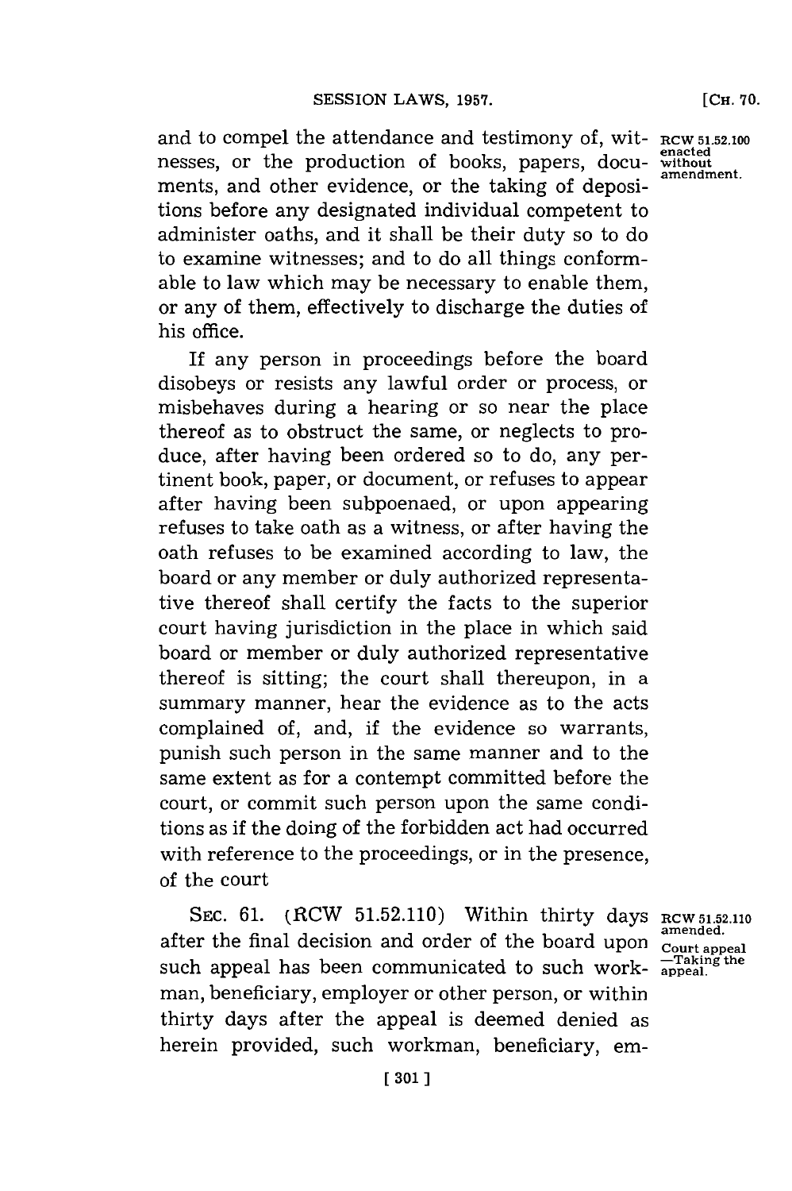and to compel the attendance and testimony of, witnesses, or the production of books, papers, documents, and other evidence, or the taking of depositions before any designated individual competent to administer oaths, and it shall be their duty so to do to examine witnesses; and to do all things conformable to law which may be necessary to enable them, or any of them, effectively to discharge the duties of his office.

RCW 51.52.100 enacted without amendment.

If any person in proceedings before the board disobeys or resists any lawful order or process, or misbehaves during a hearing or so near the place thereof as to obstruct the same, or neglects to produce, after having been ordered so to do, any pertinent book, paper, or document, or refuses to appear after having been subpoenaed, or upon appearing refuses to take oath as a witness, or after having the oath refuses to be examined according to law, the board or any member or duly authorized representative thereof shall certify the facts to the superior court having jurisdiction in the place in which said board or member or duly authorized representative thereof is sitting; the court shall thereupon, in a summary manner, hear the evidence as to the acts complained of, and, if the evidence so warrants, punish such person in the same manner and to the same extent as for a contempt committed before the court, or commit such person upon the same conditions as if the doing of the forbidden act had occurred with reference to the proceedings, or in the presence, of the court

SEC. 61. (RCW 51.52.110) Within thirty days after the final decision and order of the board upon such appeal has been communicated to such workman, beneficiary, employer or other person, or within thirty days after the appeal is deemed denied as herein provided, such workman, beneficiary, em-

RCW 51.52.110 amended. Court appeal —Taking the appeal.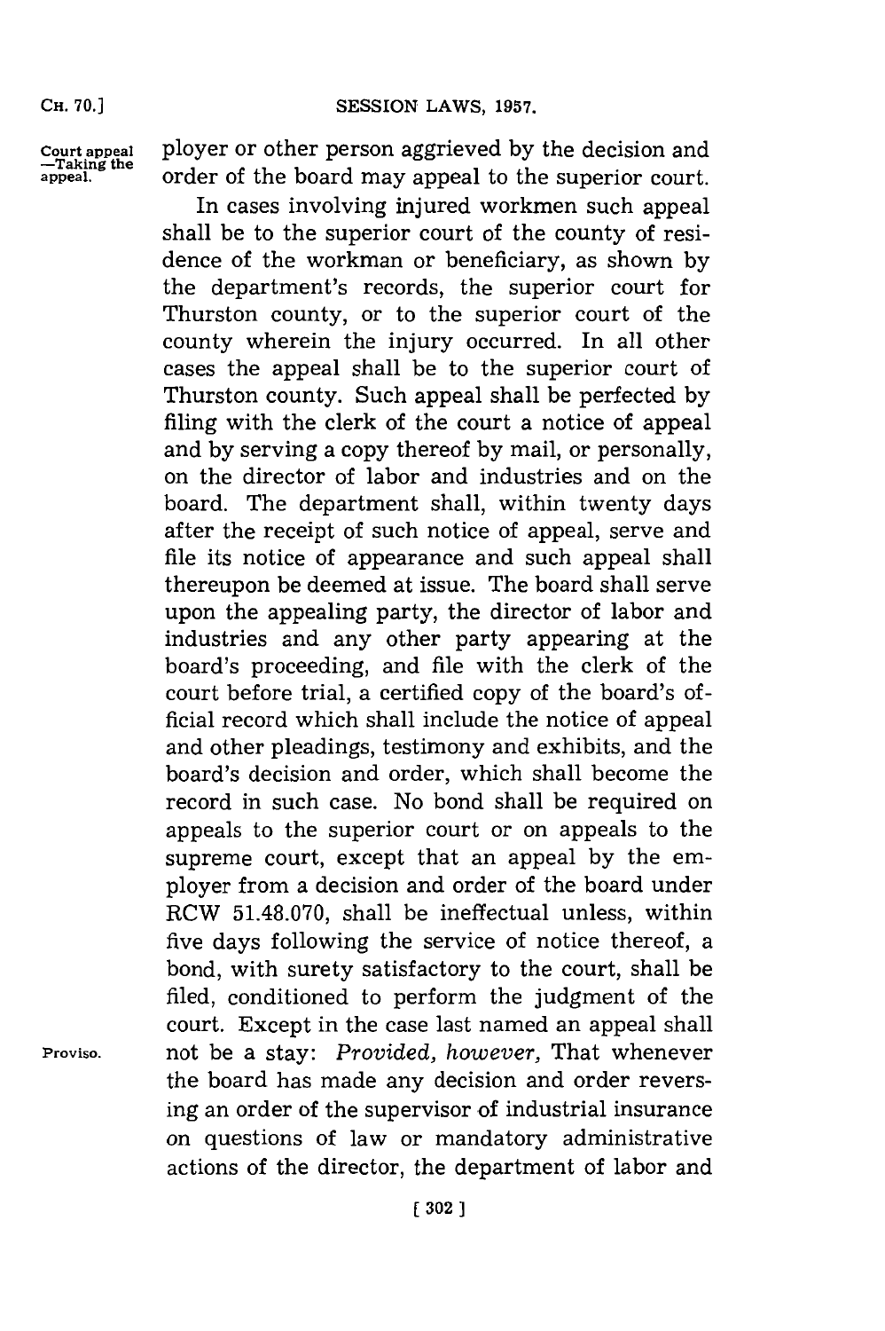ployer or other person aggrieved by the decision and order of the board may appeal to the superior court.

Court appeal —Taking the appeal.

In cases involving injured workmen such appeal shall be to the superior court of the county of residence of the workman or beneficiary, as shown by the department's records, the superior court for Thurston county, or to the superior court of the county wherein the injury occurred. In all other cases the appeal shall be to the superior court of Thurston county. Such appeal shall be perfected by filing with the clerk of the court a notice of appeal and by serving a copy thereof by mail, or personally, on the director of labor and industries and on the board. The department shall, within twenty days after the receipt of such notice of appeal, serve and file its notice of appearance and such appeal shall thereupon be deemed at issue. The board shall serve upon the appealing party, the director of labor and industries and any other party appearing at the board's proceeding, and file with the clerk of the court before trial, a certified copy of the board's official record which shall include the notice of appeal and other pleadings, testimony and exhibits, and the board's decision and order, which shall become the record in such case. No bond shall be required on appeals to the superior court or on appeals to the supreme court, except that an appeal by the employer from a decision and order of the board under RCW 51.48.070, shall be ineffectual unless, within five days following the service of notice thereof, a bond, with surety satisfactory to the court, shall be filed, conditioned to perform the judgment of the court. Except in the case last named an appeal shall not be a stay: *Provided, however,* That whenever the board has made any decision and order reversing an order of the supervisor of industrial insurance on questions of law or mandatory administrative actions of the director, the department of labor and

Proviso.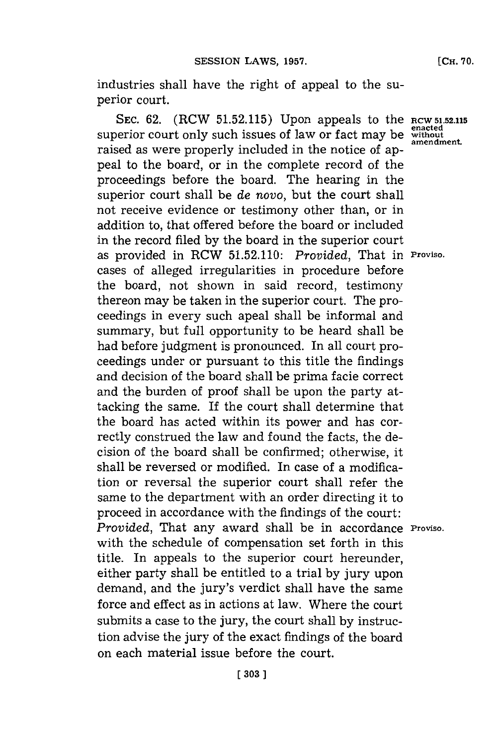industries shall have the right of appeal to the superior court.

SEC. 62. (RCW 51.52.115) Upon appeals to the superior court only such issues of law or fact may be raised as were properly included in the notice of appeal to the board, or in the complete record of the proceedings before the board. The hearing in the superior court shall be *de novo*, but the court shall not receive evidence or testimony other than, or in addition to, that offered before the board or included in the record filed by the board in the superior court as provided in RCW 51.52.110: *Provided*, That in cases of alleged irregularities in procedure before the board, not shown in said record, testimony thereon may be taken in the superior court. The proceedings in every such apeal shall be informal and summary, but full opportunity to be heard shall be had before judgment is pronounced. In all court proceedings under or pursuant to this title the findings and decision of the board shall be prima facie correct and the burden of proof shall be upon the party attacking the same. If the court shall determine that the board has acted within its power and has correctly construed the law and found the facts, the decision of the board shall be confirmed; otherwise, it shall be reversed or modified. In case of a modification or reversal the superior court shall refer the same to the department with an order directing it to proceed in accordance with the findings of the court: *Provided*, That any award shall be in accordance with the schedule of compensation set forth in this title. In appeals to the superior court hereunder, either party shall be entitled to a trial by jury upon demand, and the jury's verdict shall have the same force and effect as in actions at law. Where the court submits a case to the jury, the court shall by instruction advise the jury of the exact findings of the board on each material issue before the court.

RCW 51.52.115 enacted without amendment.

Proviso.

Proviso.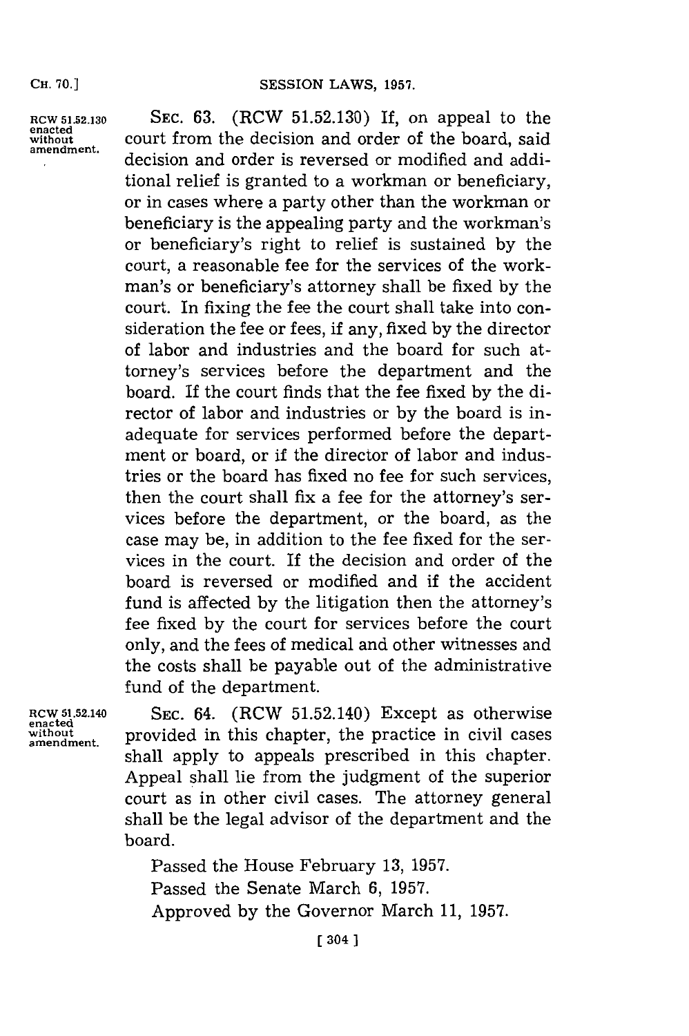RCW 51.52.130 enacted without amendment.

SEC. 63. (RCW 51.52.130) If, on appeal to the court from the decision and order of the board, said decision and order is reversed or modified and additional relief is granted to a workman or beneficiary, or in cases where a party other than the workman or beneficiary is the appealing party and the workman's or beneficiary's right to relief is sustained by the court, a reasonable fee for the services of the workman's or beneficiary's attorney shall be fixed by the court. In fixing the fee the court shall take into consideration the fee or fees, if any, fixed by the director of labor and industries and the board for such attorney's services before the department and the board. If the court finds that the fee fixed by the director of labor and industries or by the board is inadequate for services performed before the department or board, or if the director of labor and industries or the board has fixed no fee for such services, then the court shall fix a fee for the attorney's services before the department, or the board, as the case may be, in addition to the fee fixed for the services in the court. If the decision and order of the board is reversed or modified and if the accident fund is affected by the litigation then the attorney's fee fixed by the court for services before the court only, and the fees of medical and other witnesses and the costs shall be payable out of the administrative fund of the department.

RCW 51.52.140 enacted without amendment.

SEC. 64. (RCW 51.52.140) Except as otherwise provided in this chapter, the practice in civil cases shall apply to appeals prescribed in this chapter. Appeal shall lie from the judgment of the superior court as in other civil cases. The attorney general shall be the legal advisor of the department and the board.

Passed the House February 13, 1957.

Passed the Senate March 6, 1957.

Approved by the Governor March 11, 1957.